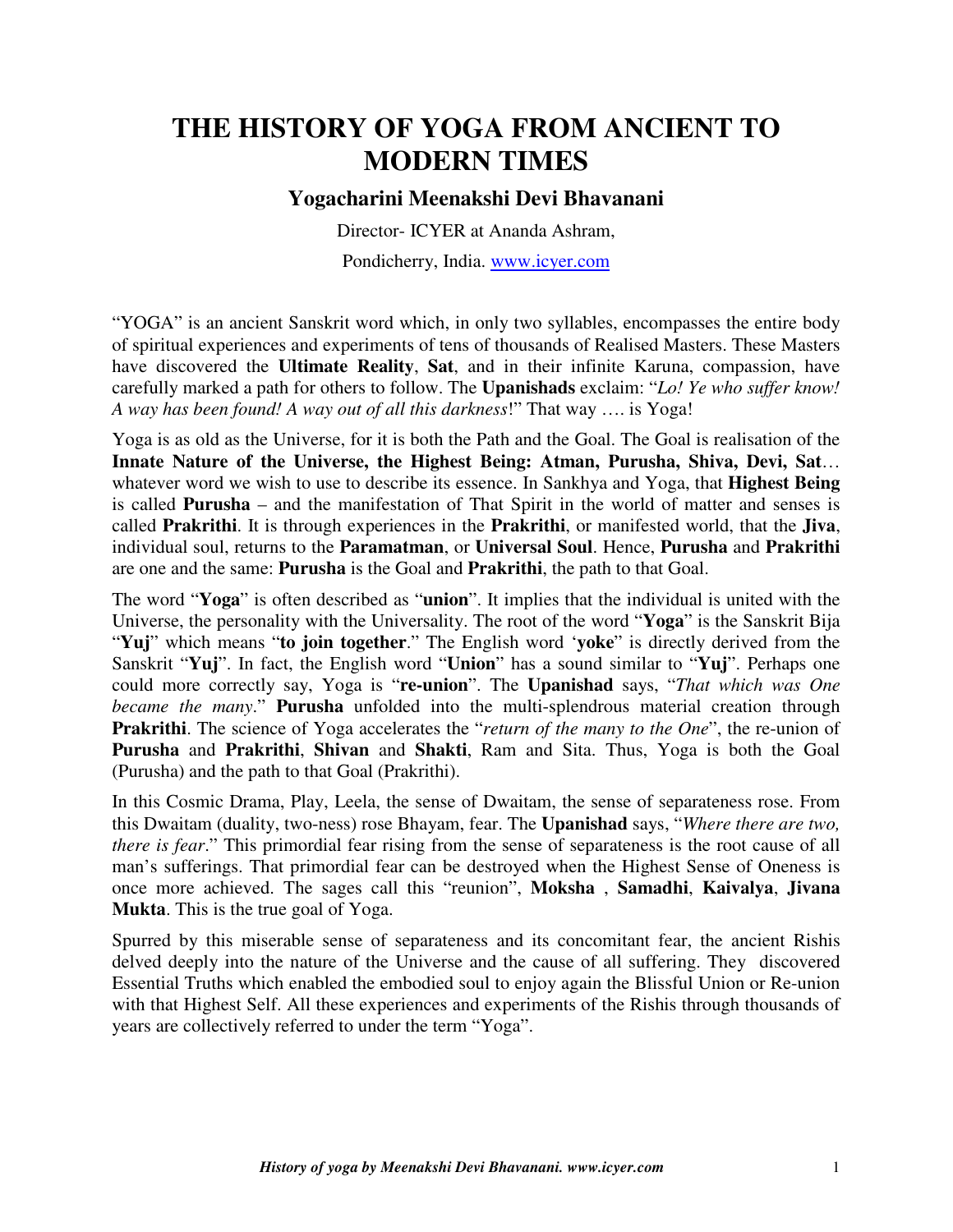# THE HISTORY OF YOGA FROM ANCIENT TO MODERN TIMES

### Yogacharini Meenakshi Devi Bhavanani

Director- ICYER at Ananda Ashram,

Pondicherry, India. www.icyer.com

"YOGA" is an ancient Sanskrit word which, in only two syllables, encompasses the entire body of spiritual experiences and experiments of tens of thousands of Realised Masters. These Masters have discovered the **Ultimate Reality**, **Sat**, and in their infinite Karuna, compassion, have carefully marked a path for others to follow. The **Upanishads** exclaim: "*Lo! Ye who suffer know! A way has been found! A way out of all this darkness*!" That way …. is Yoga!

Yoga is as old as the Universe, for it is both the Path and the Goal. The Goal is realisation of the **Innate Nature of the Universe, the Highest Being: Atman, Purusha, Shiva, Devi, Sat**… whatever word we wish to use to describe its essence. In Sankhya and Yoga, that **Highest Being** is called **Purusha** – and the manifestation of That Spirit in the world of matter and senses is called **Prakrithi**. It is through experiences in the **Prakrithi**, or manifested world, that the **Jiva**, individual soul, returns to the **Paramatman**, or **Universal Soul**. Hence, **Purusha** and **Prakrithi** are one and the same: **Purusha** is the Goal and **Prakrithi**, the path to that Goal.

The word "**Yoga**" is often described as "**union**". It implies that the individual is united with the Universe, the personality with the Universality. The root of the word "**Yoga**" is the Sanskrit Bija "**Yuj**" which means "**to join together**." The English word '**yoke**" is directly derived from the Sanskrit "**Yuj**". In fact, the English word "**Union**" has a sound similar to "**Yuj**". Perhaps one could more correctly say, Yoga is "**re-union**". The **Upanishad** says, "*That which was One became the many*." **Purusha** unfolded into the multi-splendrous material creation through **Prakrithi**. The science of Yoga accelerates the "*return of the many to the One*", the re-union of **Purusha** and **Prakrithi**, **Shivan** and **Shakti**, Ram and Sita. Thus, Yoga is both the Goal (Purusha) and the path to that Goal (Prakrithi).

In this Cosmic Drama, Play, Leela, the sense of Dwaitam, the sense of separateness rose. From this Dwaitam (duality, two-ness) rose Bhayam, fear. The **Upanishad** says, "*Where there are two, there is fear*." This primordial fear rising from the sense of separateness is the root cause of all man's sufferings. That primordial fear can be destroyed when the Highest Sense of Oneness is once more achieved. The sages call this "reunion", **Moksha** , **Samadhi**, **Kaivalya**, **Jivana Mukta**. This is the true goal of Yoga.

Spurred by this miserable sense of separateness and its concomitant fear, the ancient Rishis delved deeply into the nature of the Universe and the cause of all suffering. They discovered Essential Truths which enabled the embodied soul to enjoy again the Blissful Union or Re-union with that Highest Self. All these experiences and experiments of the Rishis through thousands of years are collectively referred to under the term "Yoga".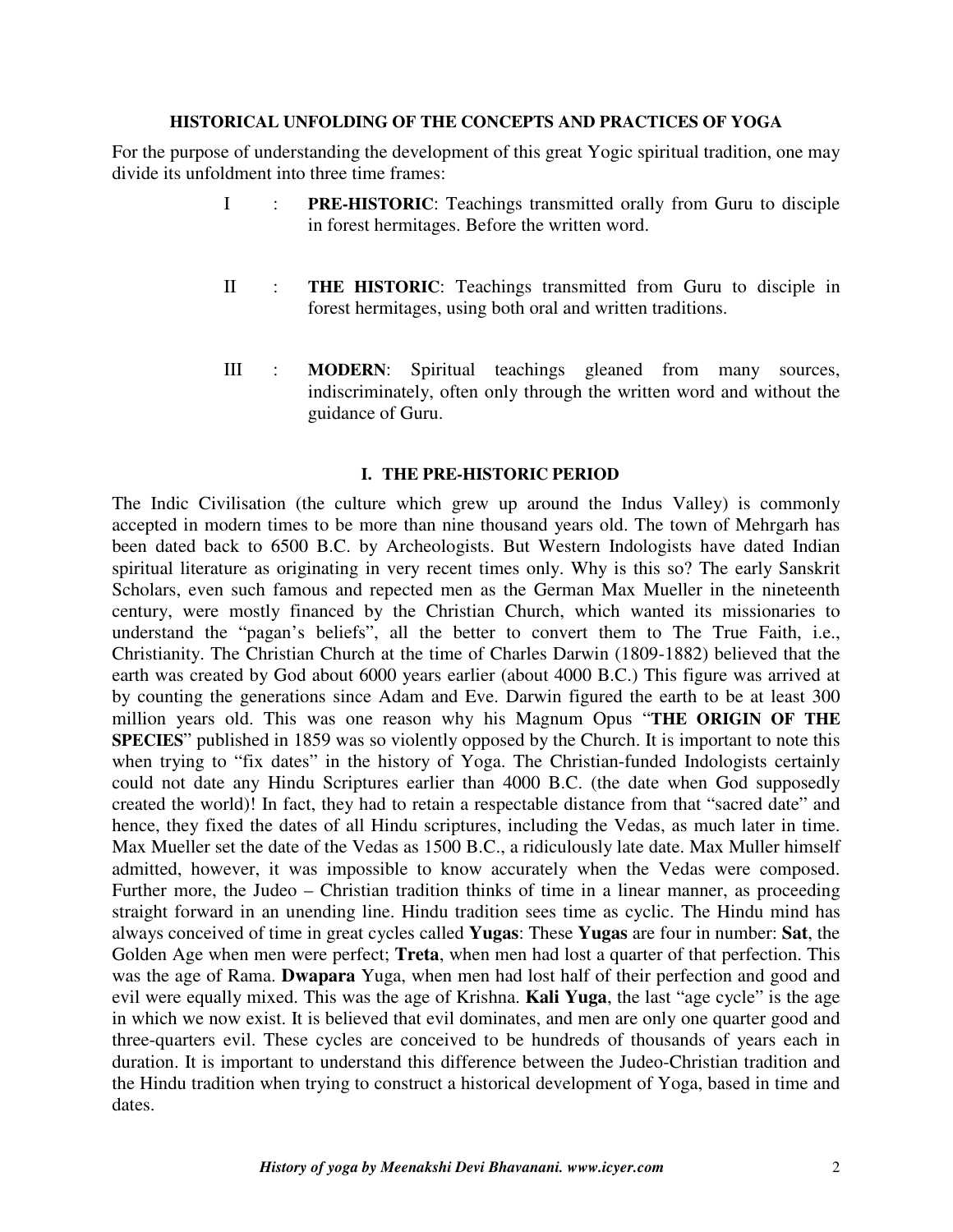## HISTORICAL UNFOLDING OF THE CONCEPTS AND PRACTICES OF YOGA

For the purpose of understanding the development of this great Yogic spiritual tradition, one may divide its unfoldment into three time frames:

I : **PRE-HISTORIC**: Teachings transmitted orally from Guru to disciple in forest hermitages. Before the written word.

II : **THE HISTORIC**: Teachings transmitted from Guru to disciple in forest hermitages, using both oral and written traditions.

III : **MODERN**: Spiritual teachings gleaned from many sources, indiscriminately, often only through the written word and without the guidance of Guru.

### I. THE PRE-HISTORIC PERIOD

The Indic Civilisation (the culture which grew up around the Indus Valley) is commonly accepted in modern times to be more than nine thousand years old. The town of Mehrgarh has been dated back to 6500 B.C. by Archeologists. But Western Indologists have dated Indian spiritual literature as originating in very recent times only. Why is this so? The early Sanskrit Scholars, even such famous and repected men as the German Max Mueller in the nineteenth century, were mostly financed by the Christian Church, which wanted its missionaries to understand the "pagan's beliefs", all the better to convert them to The True Faith, i.e., Christianity. The Christian Church at the time of Charles Darwin (1809-1882) believed that the earth was created by God about 6000 years earlier (about 4000 B.C.) This figure was arrived at by counting the generations since Adam and Eve. Darwin figured the earth to be at least 300 million years old. This was one reason why his Magnum Opus "**THE ORIGIN OF THE SPECIES**" published in 1859 was so violently opposed by the Church. It is important to note this when trying to "fix dates" in the history of Yoga. The Christian-funded Indologists certainly could not date any Hindu Scriptures earlier than 4000 B.C. (the date when God supposedly created the world)! In fact, they had to retain a respectable distance from that "sacred date" and hence, they fixed the dates of all Hindu scriptures, including the Vedas, as much later in time. Max Mueller set the date of the Vedas as 1500 B.C., a ridiculously late date. Max Muller himself admitted, however, it was impossible to know accurately when the Vedas were composed. Further more, the Judeo – Christian tradition thinks of time in a linear manner, as proceeding straight forward in an unending line. Hindu tradition sees time as cyclic. The Hindu mind has always conceived of time in great cycles called **Yugas**: These **Yugas** are four in number: **Sat**, the Golden Age when men were perfect; **Treta**, when men had lost a quarter of that perfection. This was the age of Rama. **Dwapara** Yuga, when men had lost half of their perfection and good and evil were equally mixed. This was the age of Krishna. **Kali Yuga**, the last "age cycle" is the age in which we now exist. It is believed that evil dominates, and men are only one quarter good and three-quarters evil. These cycles are conceived to be hundreds of thousands of years each in duration. It is important to understand this difference between the Judeo-Christian tradition and the Hindu tradition when trying to construct a historical development of Yoga, based in time and dates.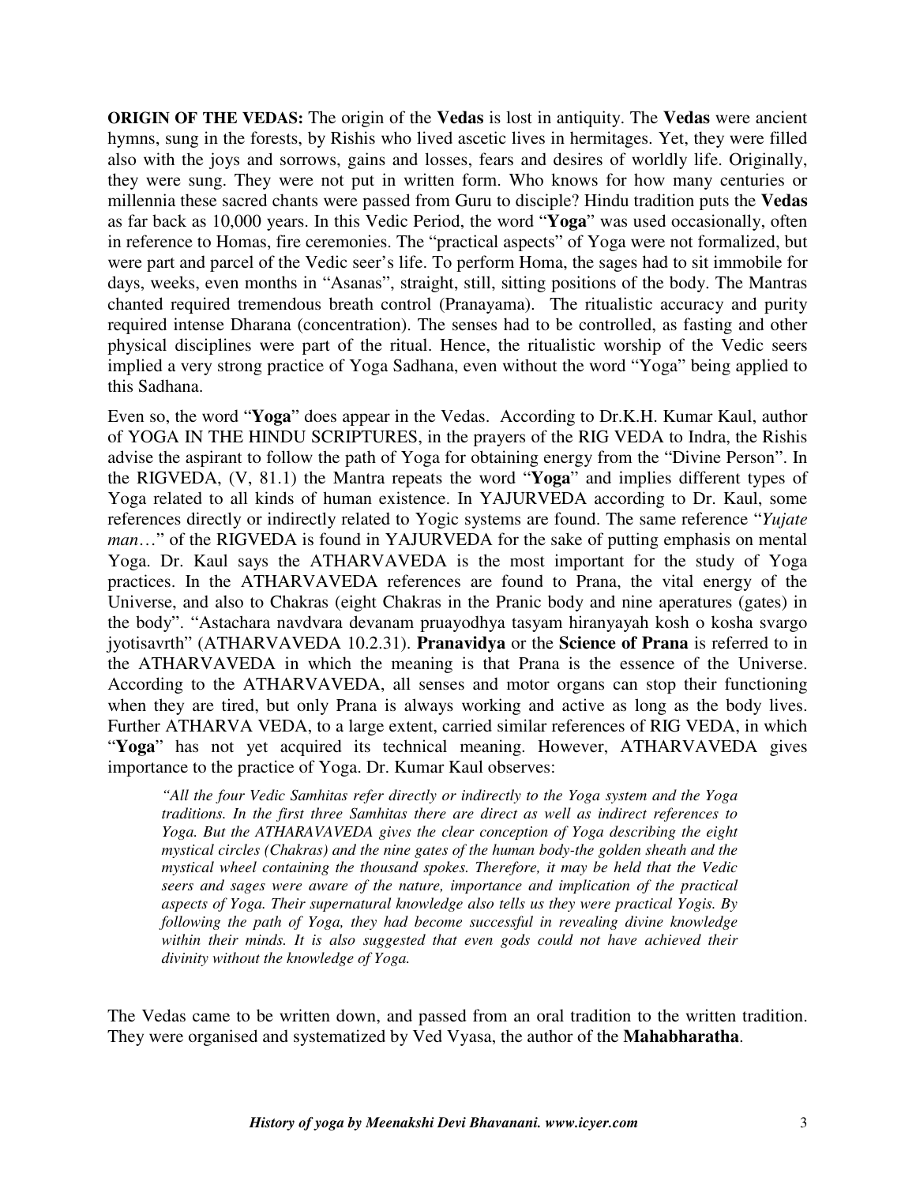**ORIGIN OF THE VEDAS:** The origin of the **Vedas** is lost in antiquity. The **Vedas** were ancient hymns, sung in the forests, by Rishis who lived ascetic lives in hermitages. Yet, they were filled also with the joys and sorrows, gains and losses, fears and desires of worldly life. Originally, they were sung. They were not put in written form. Who knows for how many centuries or millennia these sacred chants were passed from Guru to disciple? Hindu tradition puts the **Vedas** as far back as 10,000 years. In this Vedic Period, the word "**Yoga**" was used occasionally, often in reference to Homas, fire ceremonies. The "practical aspects" of Yoga were not formalized, but were part and parcel of the Vedic seer's life. To perform Homa, the sages had to sit immobile for days, weeks, even months in "Asanas", straight, still, sitting positions of the body. The Mantras chanted required tremendous breath control (Pranayama). The ritualistic accuracy and purity required intense Dharana (concentration). The senses had to be controlled, as fasting and other physical disciplines were part of the ritual. Hence, the ritualistic worship of the Vedic seers implied a very strong practice of Yoga Sadhana, even without the word "Yoga" being applied to this Sadhana.

Even so, the word "**Yoga**" does appear in the Vedas. According to Dr.K.H. Kumar Kaul, author of YOGA IN THE HINDU SCRIPTURES, in the prayers of the RIG VEDA to Indra, the Rishis advise the aspirant to follow the path of Yoga for obtaining energy from the "Divine Person". In the RIGVEDA, (V, 81.1) the Mantra repeats the word "**Yoga**" and implies different types of Yoga related to all kinds of human existence. In YAJURVEDA according to Dr. Kaul, some references directly or indirectly related to Yogic systems are found. The same reference "*Yujate man*…" of the RIGVEDA is found in YAJURVEDA for the sake of putting emphasis on mental Yoga. Dr. Kaul says the ATHARVAVEDA is the most important for the study of Yoga practices. In the ATHARVAVEDA references are found to Prana, the vital energy of the Universe, and also to Chakras (eight Chakras in the Pranic body and nine aperatures (gates) in the body". "Astachara navdvara devanam pruayodhya tasyam hiranyayah kosh o kosha svargo jyotisavrth" (ATHARVAVEDA 10.2.31). **Pranavidya** or the **Science of Prana** is referred to in the ATHARVAVEDA in which the meaning is that Prana is the essence of the Universe. According to the ATHARVAVEDA, all senses and motor organs can stop their functioning when they are tired, but only Prana is always working and active as long as the body lives. Further ATHARVA VEDA, to a large extent, carried similar references of RIG VEDA, in which "**Yoga**" has not yet acquired its technical meaning. However, ATHARVAVEDA gives importance to the practice of Yoga. Dr. Kumar Kaul observes:

> *"All the four Vedic Samhitas refer directly or indirectly to the Yoga system and the Yoga traditions. In the first three Samhitas there are direct as well as indirect references to Yoga. But the ATHARAVAVEDA gives the clear conception of Yoga describing the eight mystical circles (Chakras) and the nine gates of the human body-the golden sheath and the mystical wheel containing the thousand spokes. Therefore, it may be held that the Vedic seers and sages were aware of the nature, importance and implication of the practical aspects of Yoga. Their supernatural knowledge also tells us they were practical Yogis. By following the path of Yoga, they had become successful in revealing divine knowledge within their minds. It is also suggested that even gods could not have achieved their divinity without the knowledge of Yoga.*

The Vedas came to be written down, and passed from an oral tradition to the written tradition. They were organised and systematized by Ved Vyasa, the author of the **Mahabharatha**.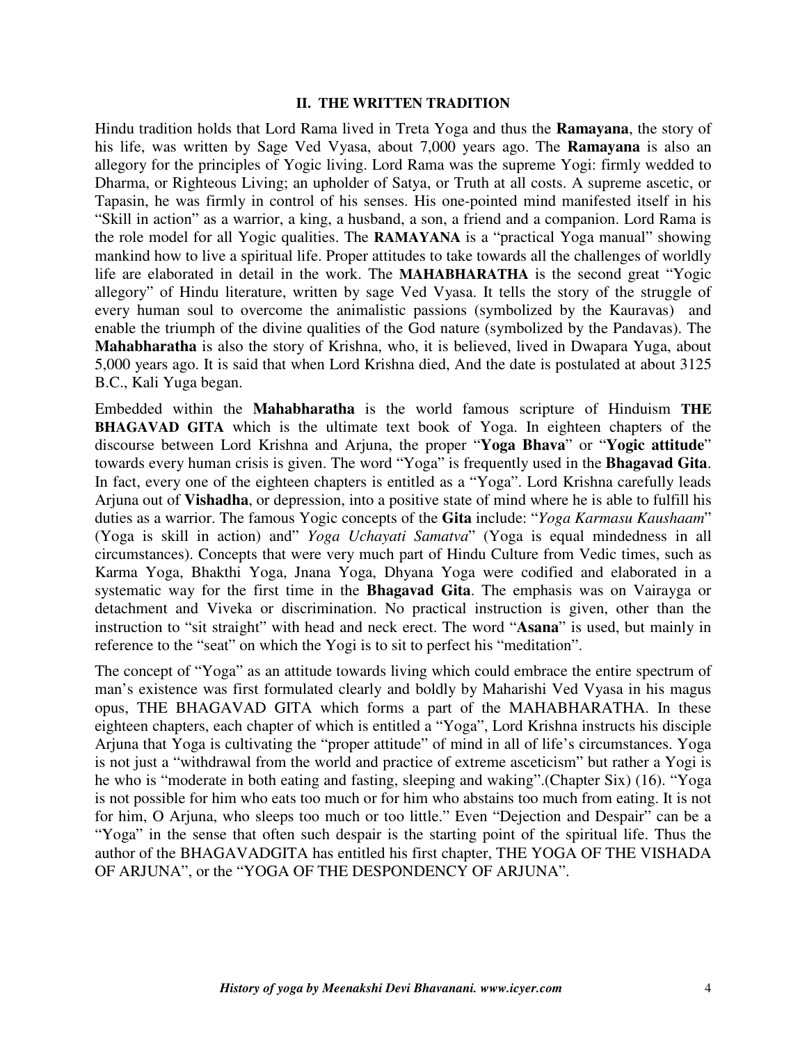## II. THE WRITTEN TRADITION

Hindu tradition holds that Lord Rama lived in Treta Yoga and thus the **Ramayana**, the story of his life, was written by Sage Ved Vyasa, about 7,000 years ago. The **Ramayana** is also an allegory for the principles of Yogic living. Lord Rama was the supreme Yogi: firmly wedded to Dharma, or Righteous Living; an upholder of Satya, or Truth at all costs. A supreme ascetic, or Tapasin, he was firmly in control of his senses. His one-pointed mind manifested itself in his "Skill in action" as a warrior, a king, a husband, a son, a friend and a companion. Lord Rama is the role model for all Yogic qualities. The **RAMAYANA** is a "practical Yoga manual" showing mankind how to live a spiritual life. Proper attitudes to take towards all the challenges of worldly life are elaborated in detail in the work. The **MAHABHARATHA** is the second great "Yogic allegory" of Hindu literature, written by sage Ved Vyasa. It tells the story of the struggle of every human soul to overcome the animalistic passions (symbolized by the Kauravas) and enable the triumph of the divine qualities of the God nature (symbolized by the Pandavas). The **Mahabharatha** is also the story of Krishna, who, it is believed, lived in Dwapara Yuga, about 5,000 years ago. It is said that when Lord Krishna died, And the date is postulated at about 3125 B.C., Kali Yuga began.

Embedded within the **Mahabharatha** is the world famous scripture of Hinduism **THE BHAGAVAD GITA** which is the ultimate text book of Yoga. In eighteen chapters of the discourse between Lord Krishna and Arjuna, the proper "**Yoga Bhava**" or "**Yogic attitude**" towards every human crisis is given. The word "Yoga" is frequently used in the **Bhagavad Gita**. In fact, every one of the eighteen chapters is entitled as a "Yoga". Lord Krishna carefully leads Arjuna out of **Vishadha**, or depression, into a positive state of mind where he is able to fulfill his duties as a warrior. The famous Yogic concepts of the **Gita** include: "*Yoga Karmasu Kaushaam*" (Yoga is skill in action) and" *Yoga Uchayati Samatva*" (Yoga is equal mindedness in all circumstances). Concepts that were very much part of Hindu Culture from Vedic times, such as Karma Yoga, Bhakthi Yoga, Jnana Yoga, Dhyana Yoga were codified and elaborated in a systematic way for the first time in the **Bhagavad Gita**. The emphasis was on Vairayga or detachment and Viveka or discrimination. No practical instruction is given, other than the instruction to "sit straight" with head and neck erect. The word "**Asana**" is used, but mainly in reference to the "seat" on which the Yogi is to sit to perfect his "meditation".

The concept of "Yoga" as an attitude towards living which could embrace the entire spectrum of man's existence was first formulated clearly and boldly by Maharishi Ved Vyasa in his magus opus, THE BHAGAVAD GITA which forms a part of the MAHABHARATHA. In these eighteen chapters, each chapter of which is entitled a "Yoga", Lord Krishna instructs his disciple Arjuna that Yoga is cultivating the "proper attitude" of mind in all of life's circumstances. Yoga is not just a "withdrawal from the world and practice of extreme asceticism" but rather a Yogi is he who is "moderate in both eating and fasting, sleeping and waking".(Chapter Six) (16). "Yoga is not possible for him who eats too much or for him who abstains too much from eating. It is not for him, O Arjuna, who sleeps too much or too little." Even "Dejection and Despair" can be a "Yoga" in the sense that often such despair is the starting point of the spiritual life. Thus the author of the BHAGAVADGITA has entitled his first chapter, THE YOGA OF THE VISHADA OF ARJUNA", or the "YOGA OF THE DESPONDENCY OF ARJUNA".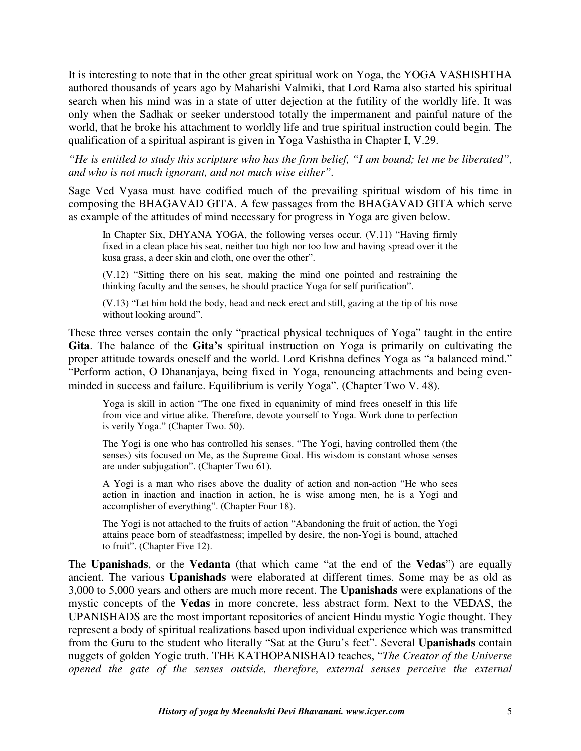It is interesting to note that in the other great spiritual work on Yoga, the YOGA VASHISHTHA authored thousands of years ago by Maharishi Valmiki, that Lord Rama also started his spiritual search when his mind was in a state of utter dejection at the futility of the worldly life. It was only when the Sadhak or seeker understood totally the impermanent and painful nature of the world, that he broke his attachment to worldly life and true spiritual instruction could begin. The qualification of a spiritual aspirant is given in Yoga Vashistha in Chapter I, V.29.

*"He is entitled to study this scripture who has the firm belief, "I am bound; let me be liberated", and who is not much ignorant, and not much wise either".*

Sage Ved Vyasa must have codified much of the prevailing spiritual wisdom of his time in composing the BHAGAVAD GITA. A few passages from the BHAGAVAD GITA which serve as example of the attitudes of mind necessary for progress in Yoga are given below.

> In Chapter Six, DHYANA YOGA, the following verses occur. (V.11) "Having firmly fixed in a clean place his seat, neither too high nor too low and having spread over it the kusa grass, a deer skin and cloth, one over the other".
>
> (V.12) "Sitting there on his seat, making the mind one pointed and restraining the thinking faculty and the senses, he should practice Yoga for self purification".
>
> (V.13) "Let him hold the body, head and neck erect and still, gazing at the tip of his nose without looking around".

These three verses contain the only "practical physical techniques of Yoga" taught in the entire **Gita**. The balance of the **Gita's** spiritual instruction on Yoga is primarily on cultivating the proper attitude towards oneself and the world. Lord Krishna defines Yoga as "a balanced mind." "Perform action, O Dhananjaya, being fixed in Yoga, renouncing attachments and being even-minded in success and failure. Equilibrium is verily Yoga". (Chapter Two V. 48).

> Yoga is skill in action "The one fixed in equanimity of mind frees oneself in this life from vice and virtue alike. Therefore, devote yourself to Yoga. Work done to perfection is verily Yoga." (Chapter Two. 50).
>
> The Yogi is one who has controlled his senses. "The Yogi, having controlled them (the senses) sits focused on Me, as the Supreme Goal. His wisdom is constant whose senses are under subjugation". (Chapter Two 61).
>
> A Yogi is a man who rises above the duality of action and non-action "He who sees action in inaction and inaction in action, he is wise among men, he is a Yogi and accomplisher of everything". (Chapter Four 18).
>
> The Yogi is not attached to the fruits of action "Abandoning the fruit of action, the Yogi attains peace born of steadfastness; impelled by desire, the non-Yogi is bound, attached to fruit". (Chapter Five 12).

The **Upanishads**, or the **Vedanta** (that which came "at the end of the **Vedas**") are equally ancient. The various **Upanishads** were elaborated at different times. Some may be as old as 3,000 to 5,000 years and others are much more recent. The **Upanishads** were explanations of the mystic concepts of the **Vedas** in more concrete, less abstract form. Next to the VEDAS, the UPANISHADS are the most important repositories of ancient Hindu mystic Yogic thought. They represent a body of spiritual realizations based upon individual experience which was transmitted from the Guru to the student who literally "Sat at the Guru's feet". Several **Upanishads** contain nuggets of golden Yogic truth. THE KATHOPANISHAD teaches, "*The Creator of the Universe opened the gate of the senses outside, therefore, external senses perceive the external*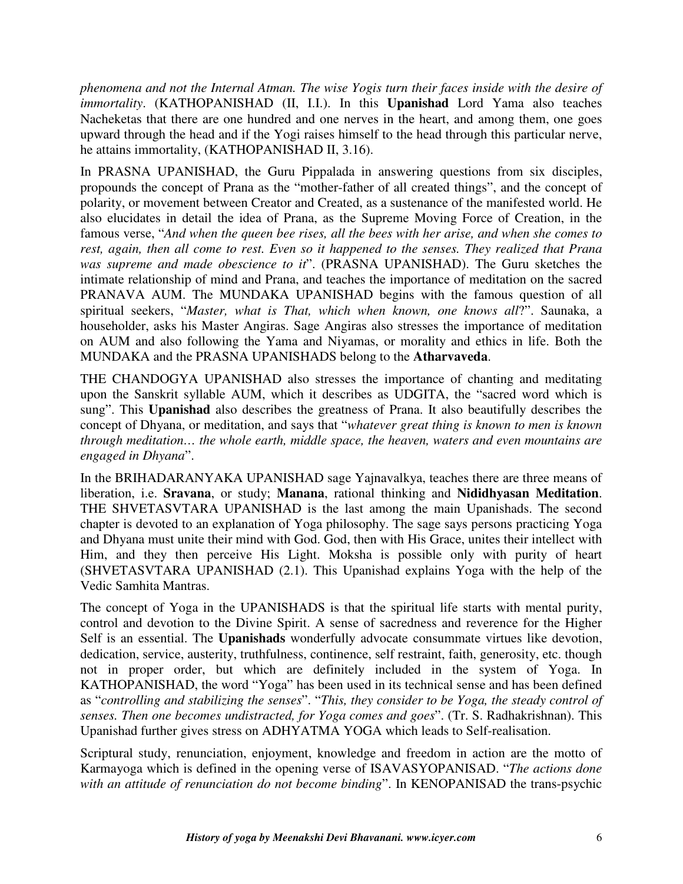*phenomena and not the Internal Atman. The wise Yogis turn their faces inside with the desire of immortality*. (KATHOPANISHAD (II, I.I.). In this **Upanishad** Lord Yama also teaches Nacheketas that there are one hundred and one nerves in the heart, and among them, one goes upward through the head and if the Yogi raises himself to the head through this particular nerve, he attains immortality, (KATHOPANISHAD II, 3.16).

In PRASNA UPANISHAD, the Guru Pippalada in answering questions from six disciples, propounds the concept of Prana as the "mother-father of all created things", and the concept of polarity, or movement between Creator and Created, as a sustenance of the manifested world. He also elucidates in detail the idea of Prana, as the Supreme Moving Force of Creation, in the famous verse, "*And when the queen bee rises, all the bees with her arise, and when she comes to rest, again, then all come to rest. Even so it happened to the senses. They realized that Prana was supreme and made obescience to it*". (PRASNA UPANISHAD). The Guru sketches the intimate relationship of mind and Prana, and teaches the importance of meditation on the sacred PRANAVA AUM. The MUNDAKA UPANISHAD begins with the famous question of all spiritual seekers, "*Master, what is That, which when known, one knows all*?". Saunaka, a householder, asks his Master Angiras. Sage Angiras also stresses the importance of meditation on AUM and also following the Yama and Niyamas, or morality and ethics in life. Both the MUNDAKA and the PRASNA UPANISHADS belong to the **Atharvaveda**.

THE CHANDOGYA UPANISHAD also stresses the importance of chanting and meditating upon the Sanskrit syllable AUM, which it describes as UDGITA, the "sacred word which is sung". This **Upanishad** also describes the greatness of Prana. It also beautifully describes the concept of Dhyana, or meditation, and says that "*whatever great thing is known to men is known through meditation… the whole earth, middle space, the heaven, waters and even mountains are engaged in Dhyana*".

In the BRIHADARANYAKA UPANISHAD sage Yajnavalkya, teaches there are three means of liberation, i.e. **Sravana**, or study; **Manana**, rational thinking and **Nididhyasan Meditation**. THE SHVETASVTARA UPANISHAD is the last among the main Upanishads. The second chapter is devoted to an explanation of Yoga philosophy. The sage says persons practicing Yoga and Dhyana must unite their mind with God. God, then with His Grace, unites their intellect with Him, and they then perceive His Light. Moksha is possible only with purity of heart (SHVETASVTARA UPANISHAD (2.1). This Upanishad explains Yoga with the help of the Vedic Samhita Mantras.

The concept of Yoga in the UPANISHADS is that the spiritual life starts with mental purity, control and devotion to the Divine Spirit. A sense of sacredness and reverence for the Higher Self is an essential. The **Upanishads** wonderfully advocate consummate virtues like devotion, dedication, service, austerity, truthfulness, continence, self restraint, faith, generosity, etc. though not in proper order, but which are definitely included in the system of Yoga. In KATHOPANISHAD, the word "Yoga" has been used in its technical sense and has been defined as "*controlling and stabilizing the senses*". "*This, they consider to be Yoga, the steady control of senses. Then one becomes undistracted, for Yoga comes and goes*". (Tr. S. Radhakrishnan). This Upanishad further gives stress on ADHYATMA YOGA which leads to Self-realisation.

Scriptural study, renunciation, enjoyment, knowledge and freedom in action are the motto of Karmayoga which is defined in the opening verse of ISAVASYOPANISAD. "*The actions done with an attitude of renunciation do not become binding*". In KENOPANISAD the trans-psychic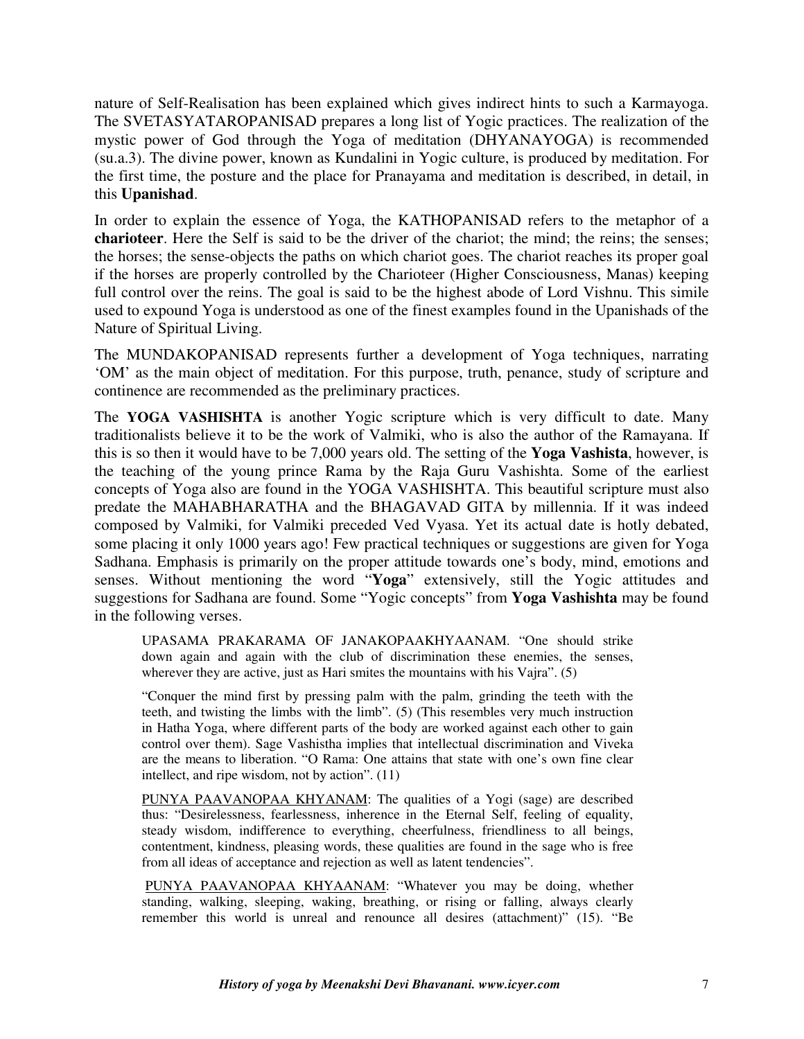nature of Self-Realisation has been explained which gives indirect hints to such a Karmayoga. The SVETASYATAROPANISAD prepares a long list of Yogic practices. The realization of the mystic power of God through the Yoga of meditation (DHYANAYOGA) is recommended (su.a.3). The divine power, known as Kundalini in Yogic culture, is produced by meditation. For the first time, the posture and the place for Pranayama and meditation is described, in detail, in this **Upanishad**.

In order to explain the essence of Yoga, the KATHOPANISAD refers to the metaphor of a **charioteer**. Here the Self is said to be the driver of the chariot; the mind; the reins; the senses; the horses; the sense-objects the paths on which chariot goes. The chariot reaches its proper goal if the horses are properly controlled by the Charioteer (Higher Consciousness, Manas) keeping full control over the reins. The goal is said to be the highest abode of Lord Vishnu. This simile used to expound Yoga is understood as one of the finest examples found in the Upanishads of the Nature of Spiritual Living.

The MUNDAKOPANISAD represents further a development of Yoga techniques, narrating 'OM' as the main object of meditation. For this purpose, truth, penance, study of scripture and continence are recommended as the preliminary practices.

The **YOGA VASHISHTA** is another Yogic scripture which is very difficult to date. Many traditionalists believe it to be the work of Valmiki, who is also the author of the Ramayana. If this is so then it would have to be 7,000 years old. The setting of the **Yoga Vashista**, however, is the teaching of the young prince Rama by the Raja Guru Vashishta. Some of the earliest concepts of Yoga also are found in the YOGA VASHISHTA. This beautiful scripture must also predate the MAHABHARATHA and the BHAGAVAD GITA by millennia. If it was indeed composed by Valmiki, for Valmiki preceded Ved Vyasa. Yet its actual date is hotly debated, some placing it only 1000 years ago! Few practical techniques or suggestions are given for Yoga Sadhana. Emphasis is primarily on the proper attitude towards one's body, mind, emotions and senses. Without mentioning the word "**Yoga**" extensively, still the Yogic attitudes and suggestions for Sadhana are found. Some "Yogic concepts" from **Yoga Vashishta** may be found in the following verses.

> UPASAMA PRAKARAMA OF JANAKOPAAKHYAANAM. "One should strike down again and again with the club of discrimination these enemies, the senses, wherever they are active, just as Hari smites the mountains with his Vajra". (5)
>
> "Conquer the mind first by pressing palm with the palm, grinding the teeth with the teeth, and twisting the limbs with the limb". (5) (This resembles very much instruction in Hatha Yoga, where different parts of the body are worked against each other to gain control over them). Sage Vashistha implies that intellectual discrimination and Viveka are the means to liberation. "O Rama: One attains that state with one's own fine clear intellect, and ripe wisdom, not by action". (11)
>
> <u>PUNYA PAAVANOPAA KHYANAM</u>: The qualities of a Yogi (sage) are described thus: "Desirelessness, fearlessness, inherence in the Eternal Self, feeling of equality, steady wisdom, indifference to everything, cheerfulness, friendliness to all beings, contentment, kindness, pleasing words, these qualities are found in the sage who is free from all ideas of acceptance and rejection as well as latent tendencies".
>
> <u>PUNYA PAAVANOPAA KHYAANAM</u>: "Whatever you may be doing, whether standing, walking, sleeping, waking, breathing, or rising or falling, always clearly remember this world is unreal and renounce all desires (attachment)" (15). "Be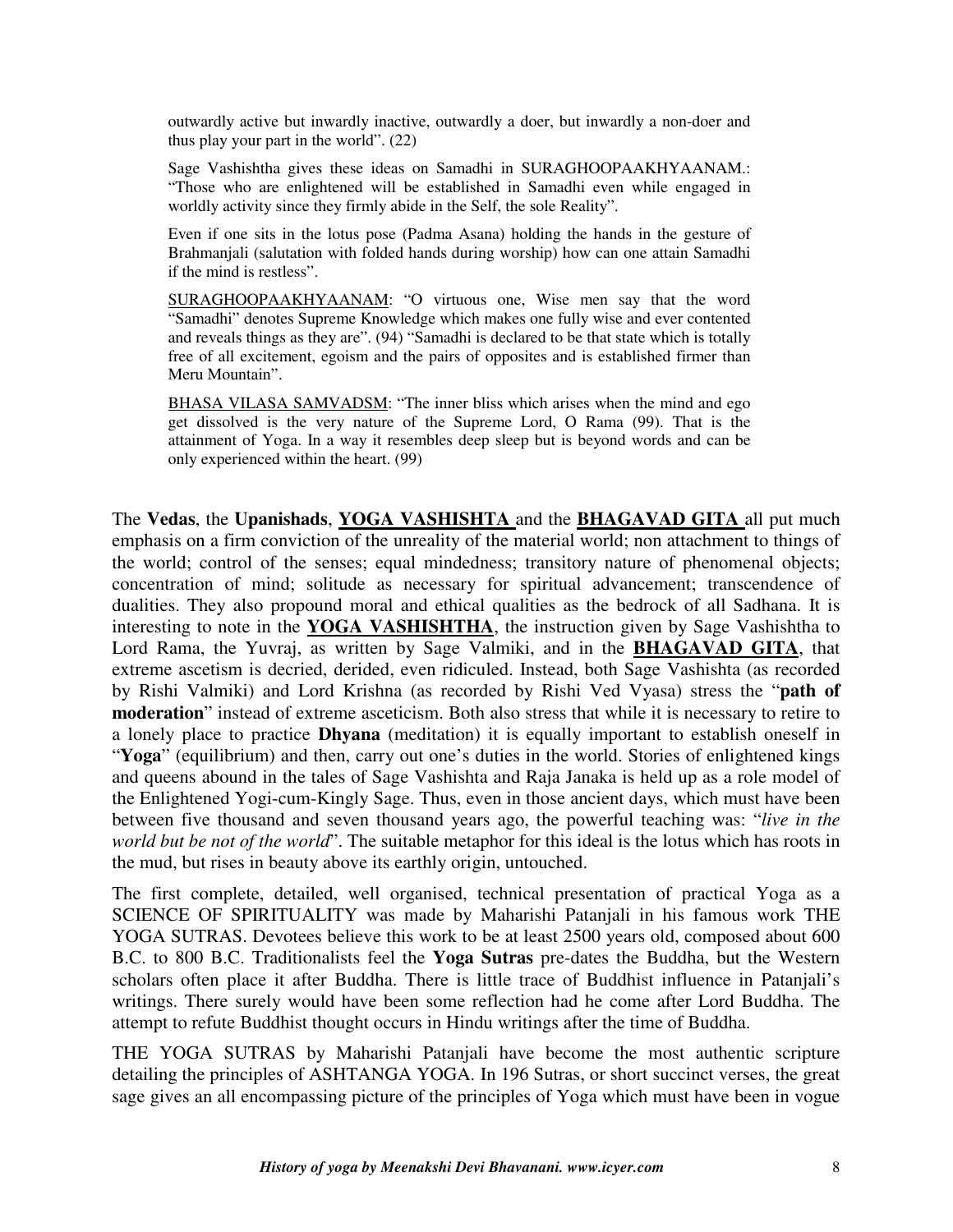> outwardly active but inwardly inactive, outwardly a doer, but inwardly a non-doer and thus play your part in the world". (22)
>
> Sage Vashishtha gives these ideas on Samadhi in SURAGHOOPAAKHYAANAM.: "Those who are enlightened will be established in Samadhi even while engaged in worldly activity since they firmly abide in the Self, the sole Reality".
>
> Even if one sits in the lotus pose (Padma Asana) holding the hands in the gesture of Brahmanjali (salutation with folded hands during worship) how can one attain Samadhi if the mind is restless".
>
> <u>SURAGHOOPAAKHYAANAM</u>: "O virtuous one, Wise men say that the word "Samadhi" denotes Supreme Knowledge which makes one fully wise and ever contented and reveals things as they are". (94) "Samadhi is declared to be that state which is totally free of all excitement, egoism and the pairs of opposites and is established firmer than Meru Mountain".
>
> <u>BHASA VILASA SAMVADSM</u>: "The inner bliss which arises when the mind and ego get dissolved is the very nature of the Supreme Lord, O Rama (99). That is the attainment of Yoga. In a way it resembles deep sleep but is beyond words and can be only experienced within the heart. (99)

The **Vedas**, the **Upanishads**, **<u>YOGA VASHISHTA</u>** and the **<u>BHAGAVAD GITA</u>** all put much emphasis on a firm conviction of the unreality of the material world; non attachment to things of the world; control of the senses; equal mindedness; transitory nature of phenomenal objects; concentration of mind; solitude as necessary for spiritual advancement; transcendence of dualities. They also propound moral and ethical qualities as the bedrock of all Sadhana. It is interesting to note in the **<u>YOGA VASHISHTHA</u>**, the instruction given by Sage Vashishtha to Lord Rama, the Yuvraj, as written by Sage Valmiki, and in the **<u>BHAGAVAD GITA</u>**, that extreme ascetism is decried, derided, even ridiculed. Instead, both Sage Vashishta (as recorded by Rishi Valmiki) and Lord Krishna (as recorded by Rishi Ved Vyasa) stress the "**path of moderation**" instead of extreme asceticism. Both also stress that while it is necessary to retire to a lonely place to practice **Dhyana** (meditation) it is equally important to establish oneself in "**Yoga**" (equilibrium) and then, carry out one's duties in the world. Stories of enlightened kings and queens abound in the tales of Sage Vashishta and Raja Janaka is held up as a role model of the Enlightened Yogi-cum-Kingly Sage. Thus, even in those ancient days, which must have been between five thousand and seven thousand years ago, the powerful teaching was: "*live in the world but be not of the world*". The suitable metaphor for this ideal is the lotus which has roots in the mud, but rises in beauty above its earthly origin, untouched.

The first complete, detailed, well organised, technical presentation of practical Yoga as a SCIENCE OF SPIRITUALITY was made by Maharishi Patanjali in his famous work THE YOGA SUTRAS. Devotees believe this work to be at least 2500 years old, composed about 600 B.C. to 800 B.C. Traditionalists feel the **Yoga Sutras** pre-dates the Buddha, but the Western scholars often place it after Buddha. There is little trace of Buddhist influence in Patanjali's writings. There surely would have been some reflection had he come after Lord Buddha. The attempt to refute Buddhist thought occurs in Hindu writings after the time of Buddha.

THE YOGA SUTRAS by Maharishi Patanjali have become the most authentic scripture detailing the principles of ASHTANGA YOGA. In 196 Sutras, or short succinct verses, the great sage gives an all encompassing picture of the principles of Yoga which must have been in vogue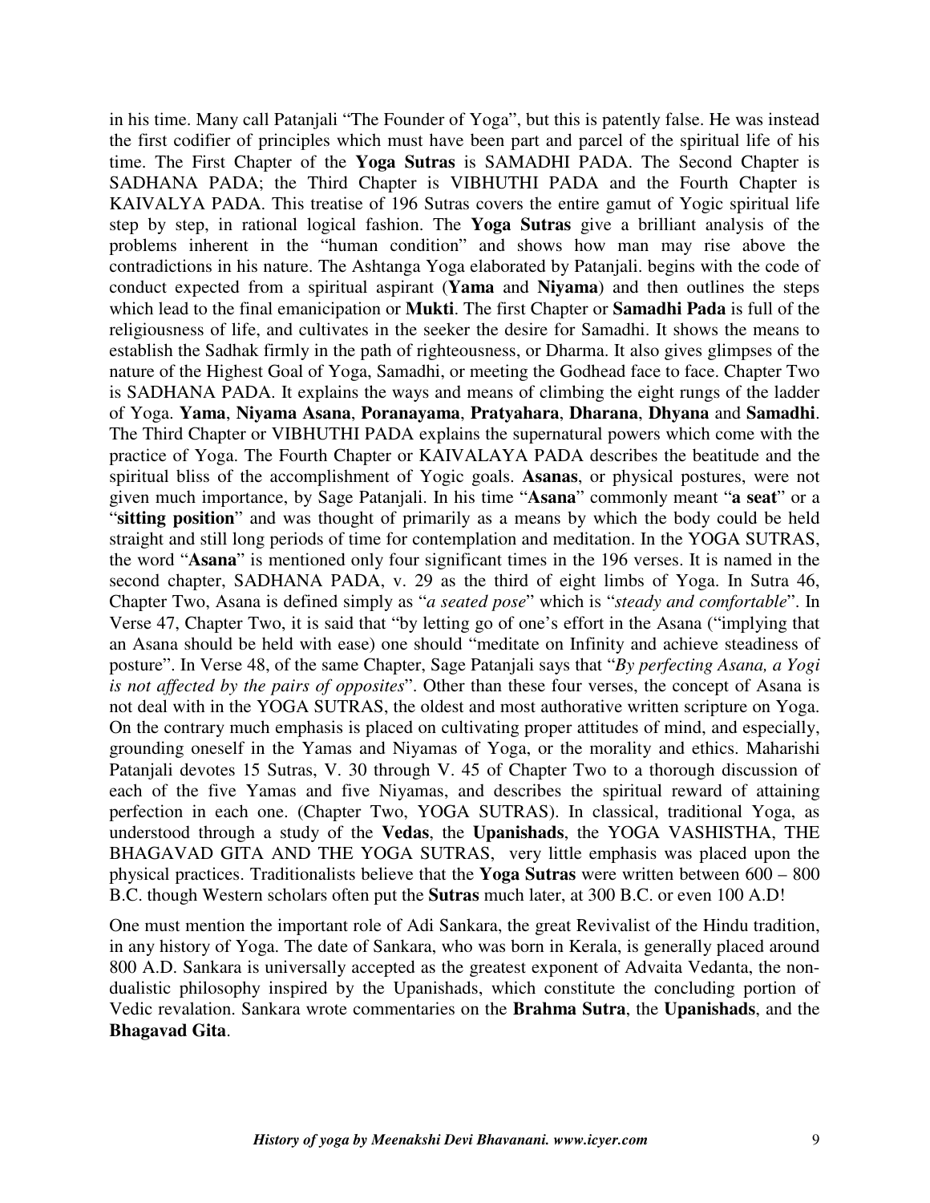in his time. Many call Patanjali "The Founder of Yoga", but this is patently false. He was instead the first codifier of principles which must have been part and parcel of the spiritual life of his time. The First Chapter of the **Yoga Sutras** is SAMADHI PADA. The Second Chapter is SADHANA PADA; the Third Chapter is VIBHUTHI PADA and the Fourth Chapter is KAIVALYA PADA. This treatise of 196 Sutras covers the entire gamut of Yogic spiritual life step by step, in rational logical fashion. The **Yoga Sutras** give a brilliant analysis of the problems inherent in the "human condition" and shows how man may rise above the contradictions in his nature. The Ashtanga Yoga elaborated by Patanjali. begins with the code of conduct expected from a spiritual aspirant (**Yama** and **Niyama**) and then outlines the steps which lead to the final emanicipation or **Mukti**. The first Chapter or **Samadhi Pada** is full of the religiousness of life, and cultivates in the seeker the desire for Samadhi. It shows the means to establish the Sadhak firmly in the path of righteousness, or Dharma. It also gives glimpses of the nature of the Highest Goal of Yoga, Samadhi, or meeting the Godhead face to face. Chapter Two is SADHANA PADA. It explains the ways and means of climbing the eight rungs of the ladder of Yoga. **Yama**, **Niyama Asana**, **Poranayama**, **Pratyahara**, **Dharana**, **Dhyana** and **Samadhi**. The Third Chapter or VIBHUTHI PADA explains the supernatural powers which come with the practice of Yoga. The Fourth Chapter or KAIVALAYA PADA describes the beatitude and the spiritual bliss of the accomplishment of Yogic goals. **Asanas**, or physical postures, were not given much importance, by Sage Patanjali. In his time "**Asana**" commonly meant "**a seat**" or a "**sitting position**" and was thought of primarily as a means by which the body could be held straight and still long periods of time for contemplation and meditation. In the YOGA SUTRAS, the word "**Asana**" is mentioned only four significant times in the 196 verses. It is named in the second chapter, SADHANA PADA, v. 29 as the third of eight limbs of Yoga. In Sutra 46, Chapter Two, Asana is defined simply as "*a seated pose*" which is "*steady and comfortable*". In Verse 47, Chapter Two, it is said that "by letting go of one's effort in the Asana ("implying that an Asana should be held with ease) one should "meditate on Infinity and achieve steadiness of posture". In Verse 48, of the same Chapter, Sage Patanjali says that "*By perfecting Asana, a Yogi is not affected by the pairs of opposites*". Other than these four verses, the concept of Asana is not deal with in the YOGA SUTRAS, the oldest and most authorative written scripture on Yoga. On the contrary much emphasis is placed on cultivating proper attitudes of mind, and especially, grounding oneself in the Yamas and Niyamas of Yoga, or the morality and ethics. Maharishi Patanjali devotes 15 Sutras, V. 30 through V. 45 of Chapter Two to a thorough discussion of each of the five Yamas and five Niyamas, and describes the spiritual reward of attaining perfection in each one. (Chapter Two, YOGA SUTRAS). In classical, traditional Yoga, as understood through a study of the **Vedas**, the **Upanishads**, the YOGA VASHISTHA, THE BHAGAVAD GITA AND THE YOGA SUTRAS, very little emphasis was placed upon the physical practices. Traditionalists believe that the **Yoga Sutras** were written between 600 – 800 B.C. though Western scholars often put the **Sutras** much later, at 300 B.C. or even 100 A.D!

One must mention the important role of Adi Sankara, the great Revivalist of the Hindu tradition, in any history of Yoga. The date of Sankara, who was born in Kerala, is generally placed around 800 A.D. Sankara is universally accepted as the greatest exponent of Advaita Vedanta, the non-dualistic philosophy inspired by the Upanishads, which constitute the concluding portion of Vedic revalation. Sankara wrote commentaries on the **Brahma Sutra**, the **Upanishads**, and the **Bhagavad Gita**.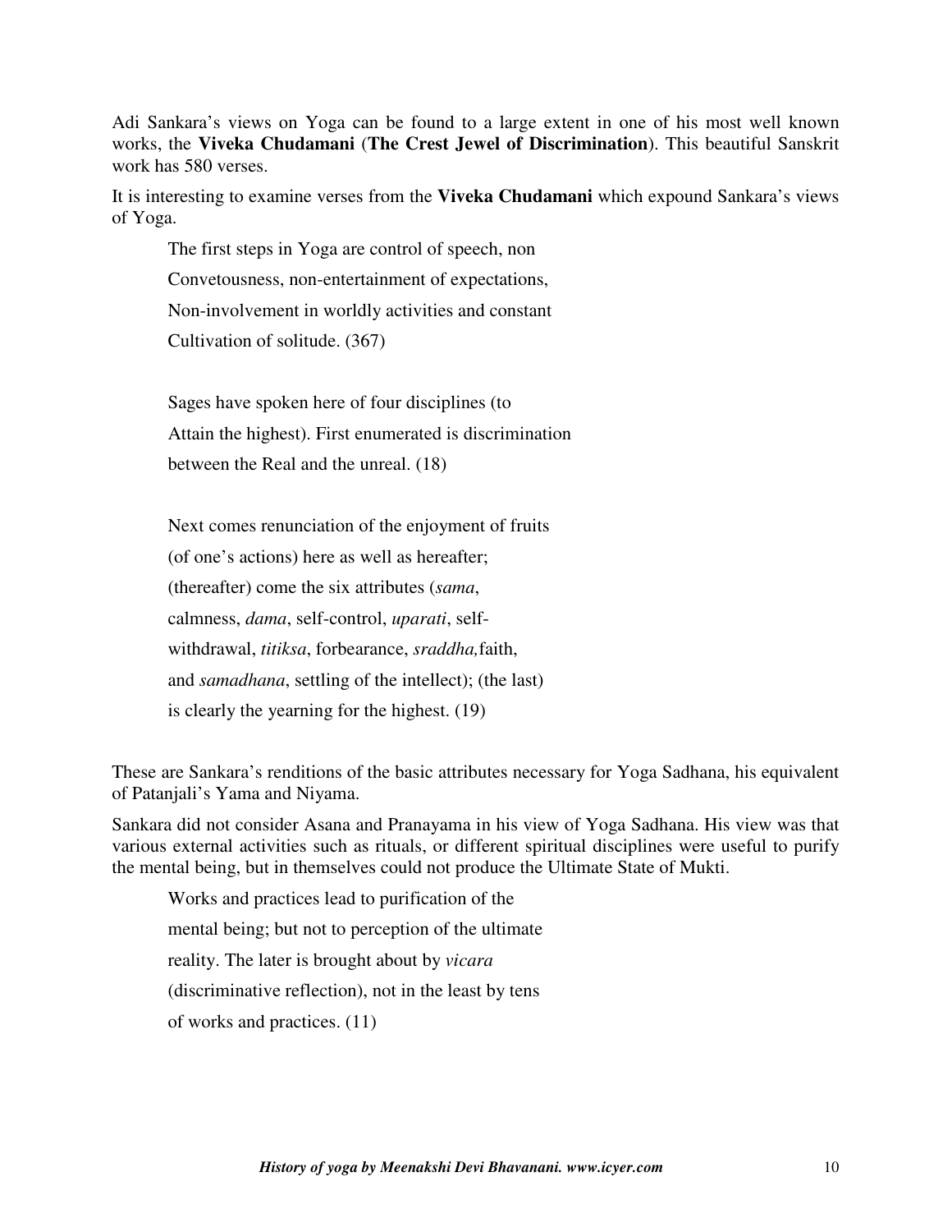Adi Sankara's views on Yoga can be found to a large extent in one of his most well known works, the **Viveka Chudamani** (**The Crest Jewel of Discrimination**). This beautiful Sanskrit work has 580 verses.

It is interesting to examine verses from the **Viveka Chudamani** which expound Sankara's views of Yoga.

> The first steps in Yoga are control of speech, non
> Convetousness, non-entertainment of expectations,
> Non-involvement in worldly activities and constant
> Cultivation of solitude. (367)
>
> Sages have spoken here of four disciplines (to
> Attain the highest). First enumerated is discrimination
> between the Real and the unreal. (18)
>
> Next comes renunciation of the enjoyment of fruits
> (of one's actions) here as well as hereafter;
> (thereafter) come the six attributes (*sama*,
> calmness, *dama*, self-control, *uparati*, self-
> withdrawal, *titiksa*, forbearance, *sraddha,*faith,
> and *samadhana*, settling of the intellect); (the last)
> is clearly the yearning for the highest. (19)

These are Sankara's renditions of the basic attributes necessary for Yoga Sadhana, his equivalent of Patanjali's Yama and Niyama.

Sankara did not consider Asana and Pranayama in his view of Yoga Sadhana. His view was that various external activities such as rituals, or different spiritual disciplines were useful to purify the mental being, but in themselves could not produce the Ultimate State of Mukti.

> Works and practices lead to purification of the
> mental being; but not to perception of the ultimate
> reality. The later is brought about by *vicara*
> (discriminative reflection), not in the least by tens
> of works and practices. (11)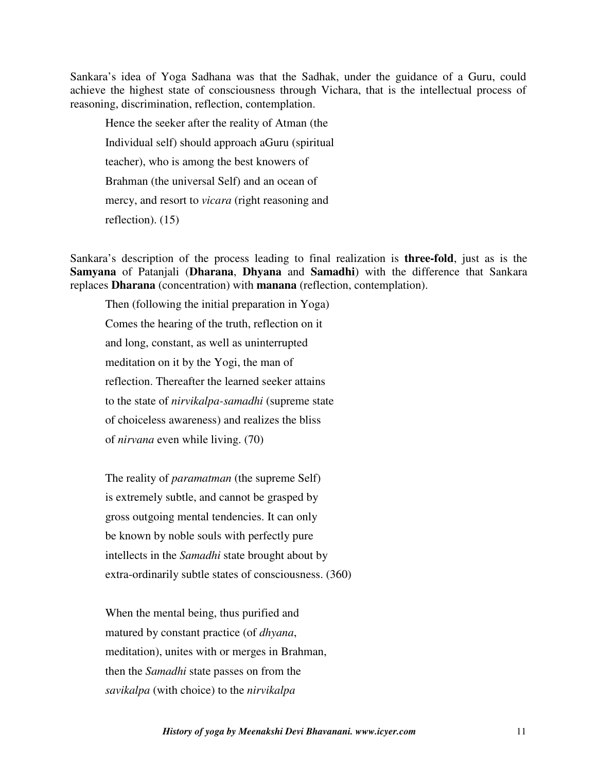Sankara's idea of Yoga Sadhana was that the Sadhak, under the guidance of a Guru, could achieve the highest state of consciousness through Vichara, that is the intellectual process of reasoning, discrimination, reflection, contemplation.

> Hence the seeker after the reality of Atman (the Individual self) should approach aGuru (spiritual teacher), who is among the best knowers of Brahman (the universal Self) and an ocean of mercy, and resort to *vicara* (right reasoning and reflection). (15)

Sankara's description of the process leading to final realization is **three-fold**, just as is the **Samyana** of Patanjali (**Dharana**, **Dhyana** and **Samadhi**) with the difference that Sankara replaces **Dharana** (concentration) with **manana** (reflection, contemplation).

> Then (following the initial preparation in Yoga) Comes the hearing of the truth, reflection on it and long, constant, as well as uninterrupted meditation on it by the Yogi, the man of reflection. Thereafter the learned seeker attains to the state of *nirvikalpa-samadhi* (supreme state of choiceless awareness) and realizes the bliss of *nirvana* even while living. (70)

> The reality of *paramatman* (the supreme Self) is extremely subtle, and cannot be grasped by gross outgoing mental tendencies. It can only be known by noble souls with perfectly pure intellects in the *Samadhi* state brought about by extra-ordinarily subtle states of consciousness. (360)

> When the mental being, thus purified and matured by constant practice (of *dhyana*, meditation), unites with or merges in Brahman, then the *Samadhi* state passes on from the *savikalpa* (with choice) to the *nirvikalpa*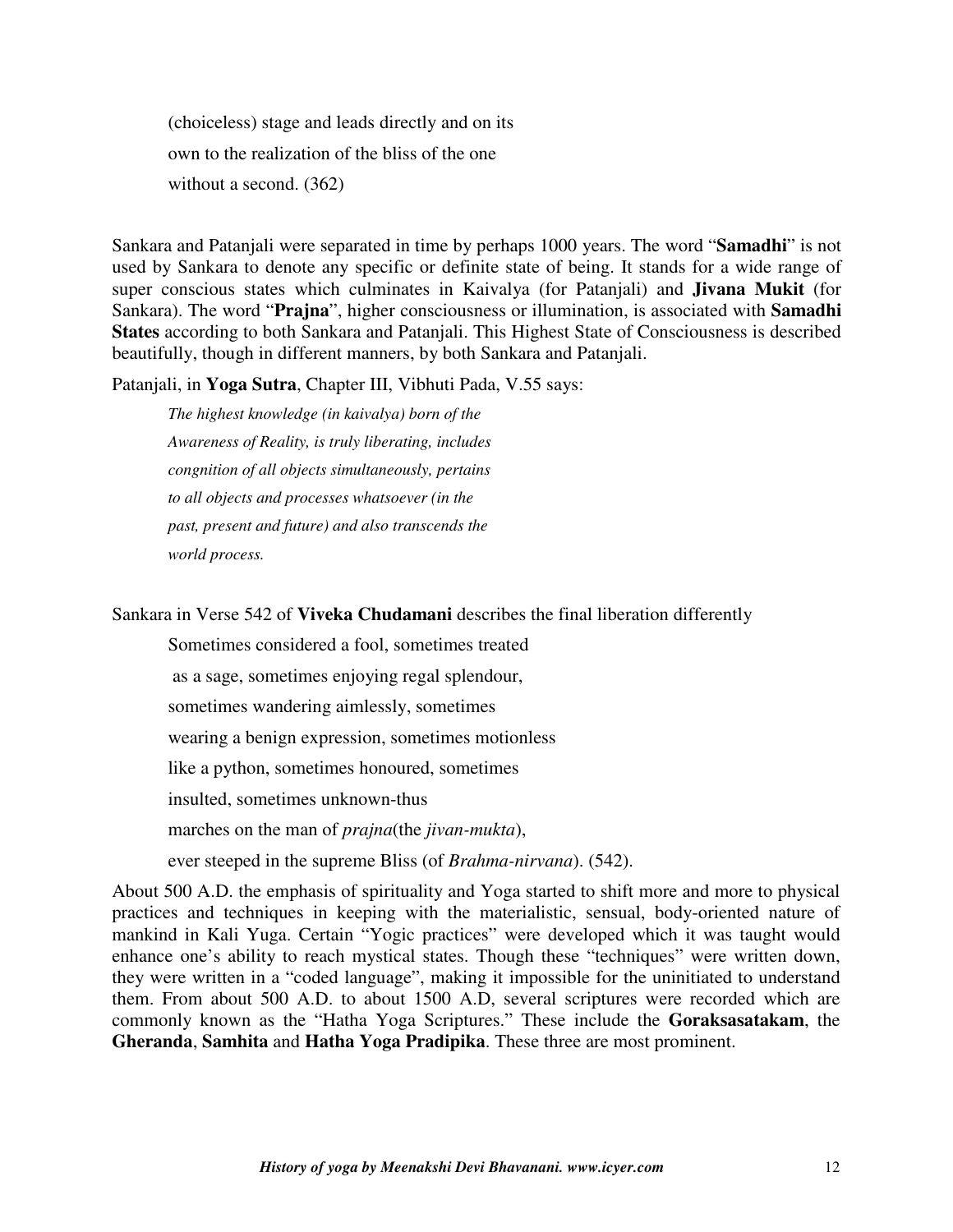(choiceless) stage and leads directly and on its
own to the realization of the bliss of the one
without a second. (362)

Sankara and Patanjali were separated in time by perhaps 1000 years. The word "**Samadhi**" is not used by Sankara to denote any specific or definite state of being. It stands for a wide range of super conscious states which culminates in Kaivalya (for Patanjali) and **Jivana Mukit** (for Sankara). The word "**Prajna**", higher consciousness or illumination, is associated with **Samadhi States** according to both Sankara and Patanjali. This Highest State of Consciousness is described beautifully, though in different manners, by both Sankara and Patanjali.

Patanjali, in **Yoga Sutra**, Chapter III, Vibhuti Pada, V.55 says:

*The highest knowledge (in kaivalya) born of the Awareness of Reality, is truly liberating, includes congnition of all objects simultaneously, pertains to all objects and processes whatsoever (in the past, present and future) and also transcends the world process.*

Sankara in Verse 542 of **Viveka Chudamani** describes the final liberation differently

Sometimes considered a fool, sometimes treated
as a sage, sometimes enjoying regal splendour,
sometimes wandering aimlessly, sometimes
wearing a benign expression, sometimes motionless
like a python, sometimes honoured, sometimes
insulted, sometimes unknown-thus
marches on the man of *prajna*(the *jivan-mukta*),
ever steeped in the supreme Bliss (of *Brahma-nirvana*). (542).

About 500 A.D. the emphasis of spirituality and Yoga started to shift more and more to physical practices and techniques in keeping with the materialistic, sensual, body-oriented nature of mankind in Kali Yuga. Certain "Yogic practices" were developed which it was taught would enhance one's ability to reach mystical states. Though these "techniques" were written down, they were written in a "coded language", making it impossible for the uninitiated to understand them. From about 500 A.D. to about 1500 A.D, several scriptures were recorded which are commonly known as the "Hatha Yoga Scriptures." These include the **Goraksasatakam**, the **Gheranda**, **Samhita** and **Hatha Yoga Pradipika**. These three are most prominent.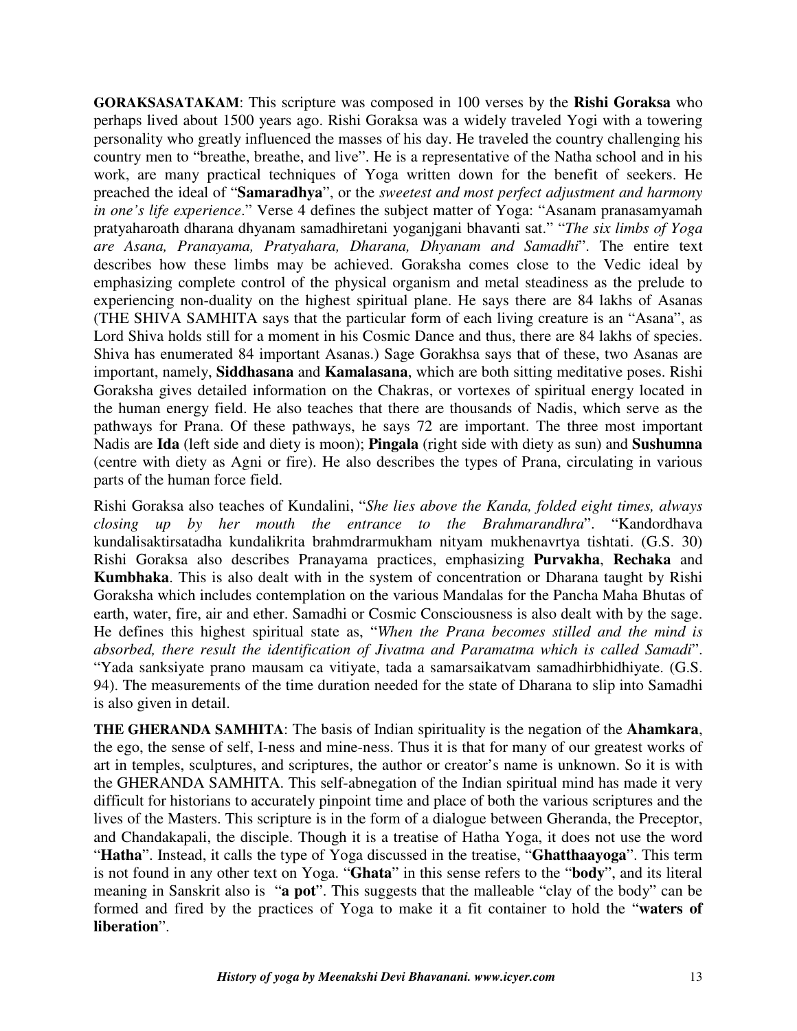**GORAKSASATAKAM**: This scripture was composed in 100 verses by the **Rishi Goraksa** who perhaps lived about 1500 years ago. Rishi Goraksa was a widely traveled Yogi with a towering personality who greatly influenced the masses of his day. He traveled the country challenging his country men to "breathe, breathe, and live". He is a representative of the Natha school and in his work, are many practical techniques of Yoga written down for the benefit of seekers. He preached the ideal of "**Samaradhya**", or the *sweetest and most perfect adjustment and harmony in one's life experience*." Verse 4 defines the subject matter of Yoga: "Asanam pranasamyamah pratyaharoath dharana dhyanam samadhiretani yoganjgani bhavanti sat." "*The six limbs of Yoga are Asana, Pranayama, Pratyahara, Dharana, Dhyanam and Samadhi*". The entire text describes how these limbs may be achieved. Goraksha comes close to the Vedic ideal by emphasizing complete control of the physical organism and metal steadiness as the prelude to experiencing non-duality on the highest spiritual plane. He says there are 84 lakhs of Asanas (THE SHIVA SAMHITA says that the particular form of each living creature is an "Asana", as Lord Shiva holds still for a moment in his Cosmic Dance and thus, there are 84 lakhs of species. Shiva has enumerated 84 important Asanas.) Sage Gorakhsa says that of these, two Asanas are important, namely, **Siddhasana** and **Kamalasana**, which are both sitting meditative poses. Rishi Goraksha gives detailed information on the Chakras, or vortexes of spiritual energy located in the human energy field. He also teaches that there are thousands of Nadis, which serve as the pathways for Prana. Of these pathways, he says 72 are important. The three most important Nadis are **Ida** (left side and diety is moon); **Pingala** (right side with diety as sun) and **Sushumna** (centre with diety as Agni or fire). He also describes the types of Prana, circulating in various parts of the human force field.

Rishi Goraksa also teaches of Kundalini, "*She lies above the Kanda, folded eight times, always closing up by her mouth the entrance to the Brahmarandhra*". "Kandordhava kundalisaktirsatadha kundalikrita brahmdrarmukham nityam mukhenavrtya tishtati. (G.S. 30) Rishi Goraksa also describes Pranayama practices, emphasizing **Purvakha**, **Rechaka** and **Kumbhaka**. This is also dealt with in the system of concentration or Dharana taught by Rishi Goraksha which includes contemplation on the various Mandalas for the Pancha Maha Bhutas of earth, water, fire, air and ether. Samadhi or Cosmic Consciousness is also dealt with by the sage. He defines this highest spiritual state as, "*When the Prana becomes stilled and the mind is absorbed, there result the identification of Jivatma and Paramatma which is called Samadi*". "Yada sanksiyate prano mausam ca vitiyate, tada a samarsaikatvam samadhirbhidhiyate. (G.S. 94). The measurements of the time duration needed for the state of Dharana to slip into Samadhi is also given in detail.

**THE GHERANDA SAMHITA**: The basis of Indian spirituality is the negation of the **Ahamkara**, the ego, the sense of self, I-ness and mine-ness. Thus it is that for many of our greatest works of art in temples, sculptures, and scriptures, the author or creator's name is unknown. So it is with the GHERANDA SAMHITA. This self-abnegation of the Indian spiritual mind has made it very difficult for historians to accurately pinpoint time and place of both the various scriptures and the lives of the Masters. This scripture is in the form of a dialogue between Gheranda, the Preceptor, and Chandakapali, the disciple. Though it is a treatise of Hatha Yoga, it does not use the word "**Hatha**". Instead, it calls the type of Yoga discussed in the treatise, "**Ghatthaayoga**". This term is not found in any other text on Yoga. "**Ghata**" in this sense refers to the "**body**", and its literal meaning in Sanskrit also is "**a pot**". This suggests that the malleable "clay of the body" can be formed and fired by the practices of Yoga to make it a fit container to hold the "**waters of liberation**".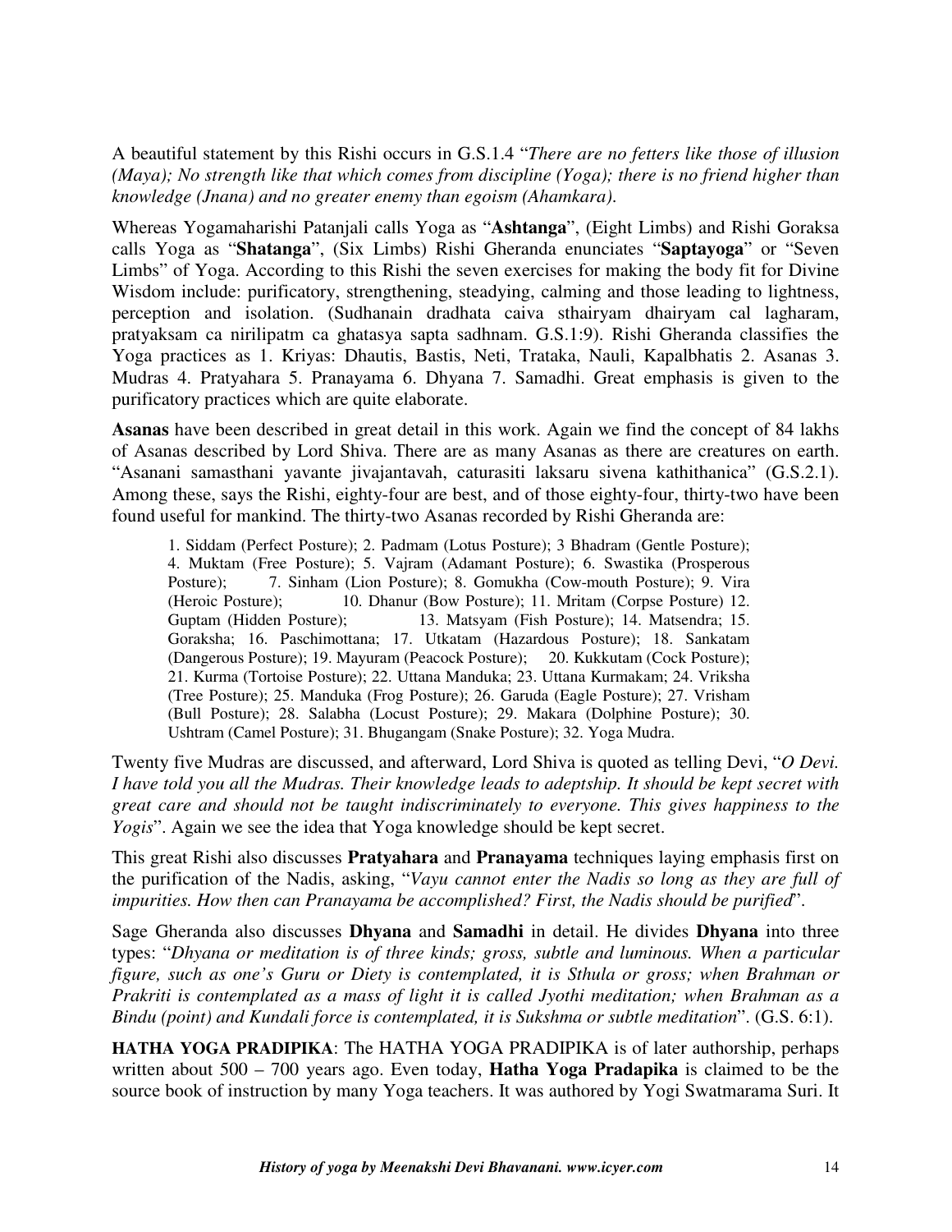A beautiful statement by this Rishi occurs in G.S.1.4 "*There are no fetters like those of illusion (Maya); No strength like that which comes from discipline (Yoga); there is no friend higher than knowledge (Jnana) and no greater enemy than egoism (Ahamkara).*

Whereas Yogamaharishi Patanjali calls Yoga as "**Ashtanga**", (Eight Limbs) and Rishi Goraksa calls Yoga as "**Shatanga**", (Six Limbs) Rishi Gheranda enunciates "**Saptayoga**" or "Seven Limbs" of Yoga. According to this Rishi the seven exercises for making the body fit for Divine Wisdom include: purificatory, strengthening, steadying, calming and those leading to lightness, perception and isolation. (Sudhanain dradhata caiva sthairyam dhairyam cal lagharam, pratyaksam ca nirilipatm ca ghatasya sapta sadhnam. G.S.1:9). Rishi Gheranda classifies the Yoga practices as 1. Kriyas: Dhautis, Bastis, Neti, Trataka, Nauli, Kapalbhatis 2. Asanas 3. Mudras 4. Pratyahara 5. Pranayama 6. Dhyana 7. Samadhi. Great emphasis is given to the purificatory practices which are quite elaborate.

**Asanas** have been described in great detail in this work. Again we find the concept of 84 lakhs of Asanas described by Lord Shiva. There are as many Asanas as there are creatures on earth. "Asanani samasthani yavante jivajantavah, caturasiti laksaru sivena kathithanica" (G.S.2.1). Among these, says the Rishi, eighty-four are best, and of those eighty-four, thirty-two have been found useful for mankind. The thirty-two Asanas recorded by Rishi Gheranda are:

> 1. Siddam (Perfect Posture); 2. Padmam (Lotus Posture); 3 Bhadram (Gentle Posture); 4. Muktam (Free Posture); 5. Vajram (Adamant Posture); 6. Swastika (Prosperous Posture); 7. Sinham (Lion Posture); 8. Gomukha (Cow-mouth Posture); 9. Vira (Heroic Posture); 10. Dhanur (Bow Posture); 11. Mritam (Corpse Posture) 12. Guptam (Hidden Posture); 13. Matsyam (Fish Posture); 14. Matsendra; 15. Goraksha; 16. Paschimottana; 17. Utkatam (Hazardous Posture); 18. Sankatam (Dangerous Posture); 19. Mayuram (Peacock Posture); 20. Kukkutam (Cock Posture); 21. Kurma (Tortoise Posture); 22. Uttana Manduka; 23. Uttana Kurmakam; 24. Vriksha (Tree Posture); 25. Manduka (Frog Posture); 26. Garuda (Eagle Posture); 27. Vrisham (Bull Posture); 28. Salabha (Locust Posture); 29. Makara (Dolphine Posture); 30. Ushtram (Camel Posture); 31. Bhugangam (Snake Posture); 32. Yoga Mudra.

Twenty five Mudras are discussed, and afterward, Lord Shiva is quoted as telling Devi, "*O Devi. I have told you all the Mudras. Their knowledge leads to adeptship. It should be kept secret with great care and should not be taught indiscriminately to everyone. This gives happiness to the Yogis*". Again we see the idea that Yoga knowledge should be kept secret.

This great Rishi also discusses **Pratyahara** and **Pranayama** techniques laying emphasis first on the purification of the Nadis, asking, "*Vayu cannot enter the Nadis so long as they are full of impurities. How then can Pranayama be accomplished? First, the Nadis should be purified*".

Sage Gheranda also discusses **Dhyana** and **Samadhi** in detail. He divides **Dhyana** into three types: "*Dhyana or meditation is of three kinds; gross, subtle and luminous. When a particular figure, such as one's Guru or Diety is contemplated, it is Sthula or gross; when Brahman or Prakriti is contemplated as a mass of light it is called Jyothi meditation; when Brahman as a Bindu (point) and Kundali force is contemplated, it is Sukshma or subtle meditation*". (G.S. 6:1).

**HATHA YOGA PRADIPIKA**: The HATHA YOGA PRADIPIKA is of later authorship, perhaps written about 500 – 700 years ago. Even today, **Hatha Yoga Pradapika** is claimed to be the source book of instruction by many Yoga teachers. It was authored by Yogi Swatmarama Suri. It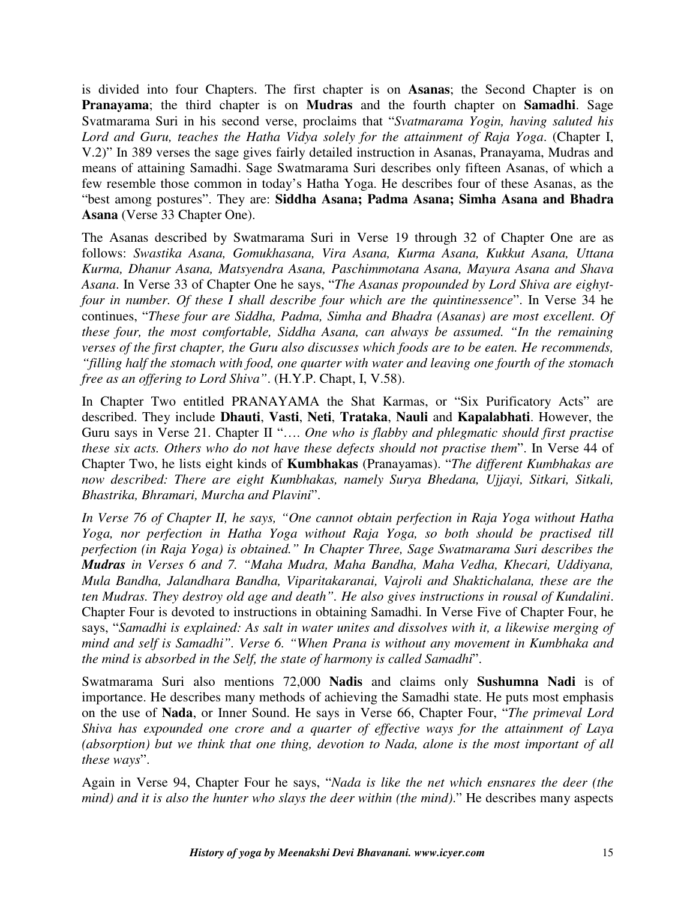is divided into four Chapters. The first chapter is on **Asanas**; the Second Chapter is on **Pranayama**; the third chapter is on **Mudras** and the fourth chapter on **Samadhi**. Sage Svatmarama Suri in his second verse, proclaims that "*Svatmarama Yogin, having saluted his Lord and Guru, teaches the Hatha Vidya solely for the attainment of Raja Yoga*. (Chapter I, V.2)" In 389 verses the sage gives fairly detailed instruction in Asanas, Pranayama, Mudras and means of attaining Samadhi. Sage Swatmarama Suri describes only fifteen Asanas, of which a few resemble those common in today's Hatha Yoga. He describes four of these Asanas, as the "best among postures". They are: **Siddha Asana; Padma Asana; Simha Asana and Bhadra Asana** (Verse 33 Chapter One).

The Asanas described by Swatmarama Suri in Verse 19 through 32 of Chapter One are as follows: *Swastika Asana, Gomukhasana, Vira Asana, Kurma Asana, Kukkut Asana, Uttana Kurma, Dhanur Asana, Matsyendra Asana, Paschimmotana Asana, Mayura Asana and Shava Asana*. In Verse 33 of Chapter One he says, "*The Asanas propounded by Lord Shiva are eighyt-four in number. Of these I shall describe four which are the quintessence*". In Verse 34 he continues, "*These four are Siddha, Padma, Simha and Bhadra (Asanas) are most excellent. Of these four, the most comfortable, Siddha Asana, can always be assumed. "In the remaining verses of the first chapter, the Guru also discusses which foods are to be eaten. He recommends, "filling half the stomach with food, one quarter with water and leaving one fourth of the stomach free as an offering to Lord Shiva"*. (H.Y.P. Chapt, I, V.58).

In Chapter Two entitled PRANAYAMA the Shat Karmas, or "Six Purificatory Acts" are described. They include **Dhauti**, **Vasti**, **Neti**, **Trataka**, **Nauli** and **Kapalabhati**. However, the Guru says in Verse 21. Chapter II "…. *One who is flabby and phlegmatic should first practise these six acts. Others who do not have these defects should not practise them*". In Verse 44 of Chapter Two, he lists eight kinds of **Kumbhakas** (Pranayamas). "*The different Kumbhakas are now described: There are eight Kumbhakas, namely Surya Bhedana, Ujjayi, Sitkari, Sitkali, Bhastrika, Bhramari, Murcha and Plavini*".

*In Verse 76 of Chapter II, he says, "One cannot obtain perfection in Raja Yoga without Hatha Yoga, nor perfection in Hatha Yoga without Raja Yoga, so both should be practised till perfection (in Raja Yoga) is obtained." In Chapter Three, Sage Swatmarama Suri describes the **Mudras** in Verses 6 and 7. "Maha Mudra, Maha Bandha, Maha Vedha, Khecari, Uddiyana, Mula Bandha, Jalandhara Bandha, Viparitakaranai, Vajroli and Shaktichalana, these are the ten Mudras. They destroy old age and death". He also gives instructions in rousal of Kundalini*. Chapter Four is devoted to instructions in obtaining Samadhi. In Verse Five of Chapter Four, he says, "*Samadhi is explained: As salt in water unites and dissolves with it, a likewise merging of mind and self is Samadhi". Verse 6. "When Prana is without any movement in Kumbhaka and the mind is absorbed in the Self, the state of harmony is called Samadhi*".

Swatmarama Suri also mentions 72,000 **Nadis** and claims only **Sushumna Nadi** is of importance. He describes many methods of achieving the Samadhi state. He puts most emphasis on the use of **Nada**, or Inner Sound. He says in Verse 66, Chapter Four, "*The primeval Lord Shiva has expounded one crore and a quarter of effective ways for the attainment of Laya (absorption) but we think that one thing, devotion to Nada, alone is the most important of all these ways*".

Again in Verse 94, Chapter Four he says, "*Nada is like the net which ensnares the deer (the mind) and it is also the hunter who slays the deer within (the mind)*." He describes many aspects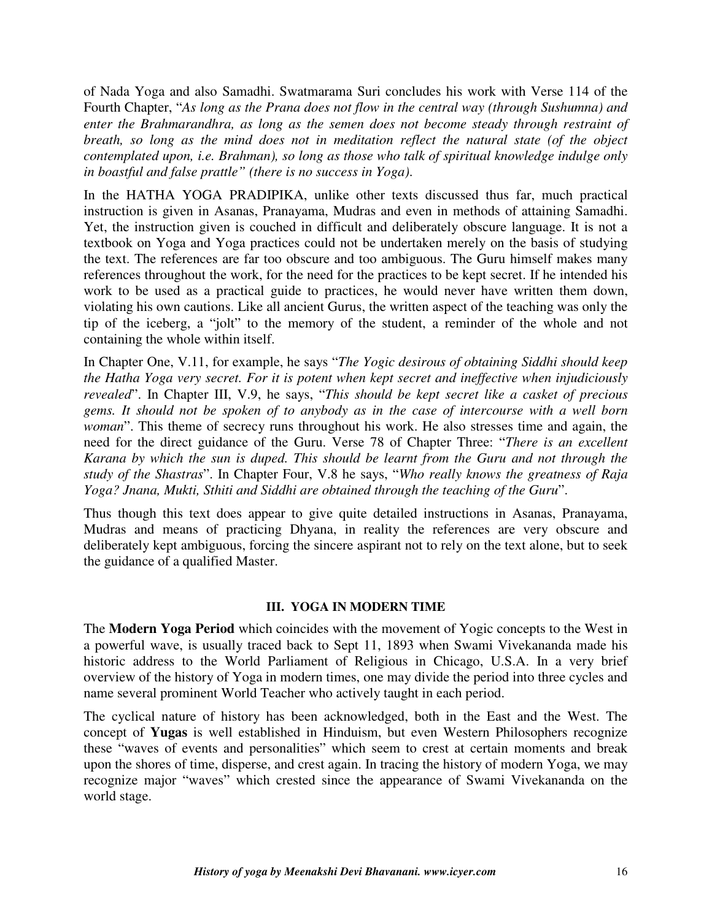of Nada Yoga and also Samadhi. Swatmarama Suri concludes his work with Verse 114 of the Fourth Chapter, "*As long as the Prana does not flow in the central way (through Sushumna) and enter the Brahmarandhra, as long as the semen does not become steady through restraint of breath, so long as the mind does not in meditation reflect the natural state (of the object contemplated upon, i.e. Brahman), so long as those who talk of spiritual knowledge indulge only in boastful and false prattle" (there is no success in Yoga).*

In the HATHA YOGA PRADIPIKA, unlike other texts discussed thus far, much practical instruction is given in Asanas, Pranayama, Mudras and even in methods of attaining Samadhi. Yet, the instruction given is couched in difficult and deliberately obscure language. It is not a textbook on Yoga and Yoga practices could not be undertaken merely on the basis of studying the text. The references are far too obscure and too ambiguous. The Guru himself makes many references throughout the work, for the need for the practices to be kept secret. If he intended his work to be used as a practical guide to practices, he would never have written them down, violating his own cautions. Like all ancient Gurus, the written aspect of the teaching was only the tip of the iceberg, a "jolt" to the memory of the student, a reminder of the whole and not containing the whole within itself.

In Chapter One, V.11, for example, he says "*The Yogic desirous of obtaining Siddhi should keep the Hatha Yoga very secret. For it is potent when kept secret and ineffective when injudiciously revealed*". In Chapter III, V.9, he says, "*This should be kept secret like a casket of precious gems. It should not be spoken of to anybody as in the case of intercourse with a well born woman*". This theme of secrecy runs throughout his work. He also stresses time and again, the need for the direct guidance of the Guru. Verse 78 of Chapter Three: "*There is an excellent Karana by which the sun is duped. This should be learnt from the Guru and not through the study of the Shastras*". In Chapter Four, V.8 he says, "*Who really knows the greatness of Raja Yoga? Jnana, Mukti, Sthiti and Siddhi are obtained through the teaching of the Guru*".

Thus though this text does appear to give quite detailed instructions in Asanas, Pranayama, Mudras and means of practicing Dhyana, in reality the references are very obscure and deliberately kept ambiguous, forcing the sincere aspirant not to rely on the text alone, but to seek the guidance of a qualified Master.

## III. YOGA IN MODERN TIME

The **Modern Yoga Period** which coincides with the movement of Yogic concepts to the West in a powerful wave, is usually traced back to Sept 11, 1893 when Swami Vivekananda made his historic address to the World Parliament of Religious in Chicago, U.S.A. In a very brief overview of the history of Yoga in modern times, one may divide the period into three cycles and name several prominent World Teacher who actively taught in each period.

The cyclical nature of history has been acknowledged, both in the East and the West. The concept of **Yugas** is well established in Hinduism, but even Western Philosophers recognize these "waves of events and personalities" which seem to crest at certain moments and break upon the shores of time, disperse, and crest again. In tracing the history of modern Yoga, we may recognize major "waves" which crested since the appearance of Swami Vivekananda on the world stage.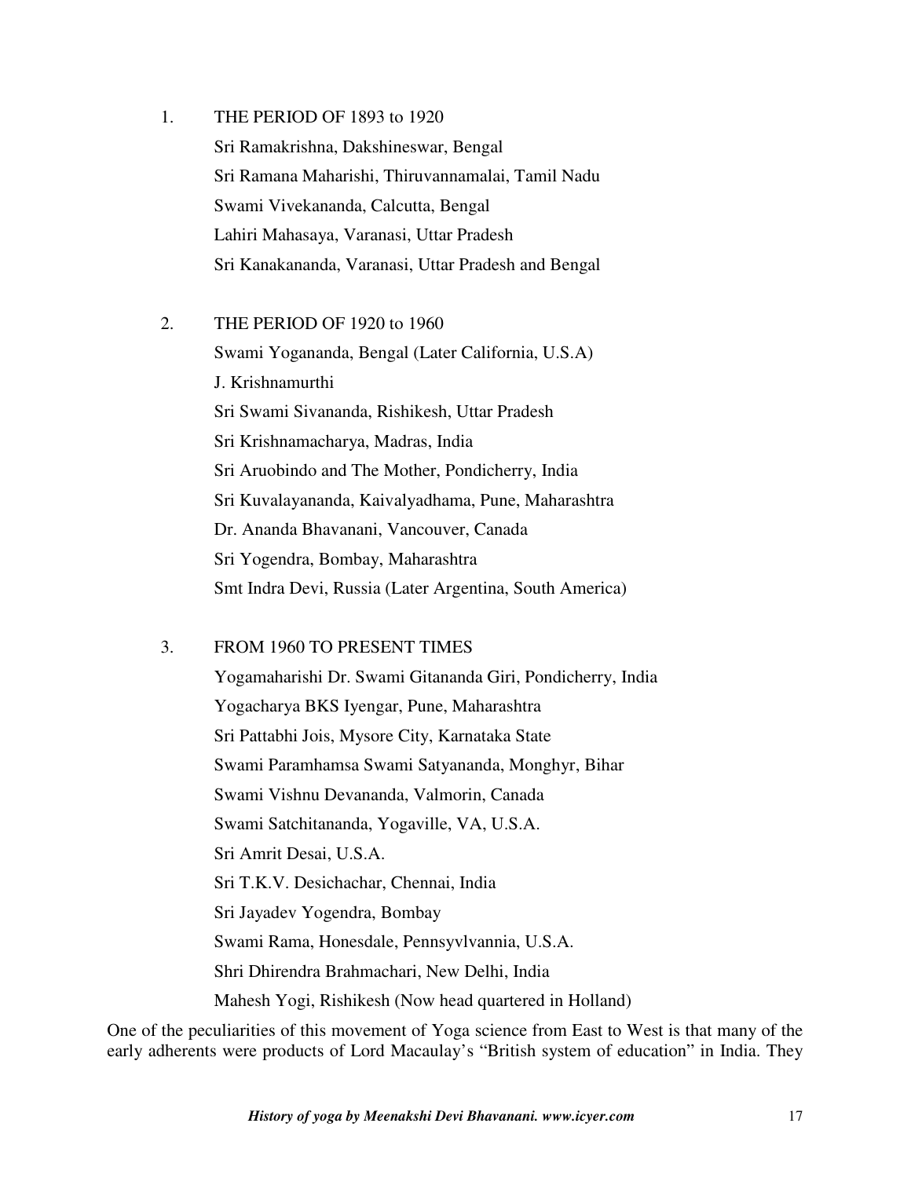1. THE PERIOD OF 1893 to 1920

   Sri Ramakrishna, Dakshineswar, Bengal
   Sri Ramana Maharishi, Thiruvannamalai, Tamil Nadu
   Swami Vivekananda, Calcutta, Bengal
   Lahiri Mahasaya, Varanasi, Uttar Pradesh
   Sri Kanakananda, Varanasi, Uttar Pradesh and Bengal

2. THE PERIOD OF 1920 to 1960

   Swami Yogananda, Bengal (Later California, U.S.A)
   J. Krishnamurthi
   Sri Swami Sivananda, Rishikesh, Uttar Pradesh
   Sri Krishnamacharya, Madras, India
   Sri Aruobindo and The Mother, Pondicherry, India
   Sri Kuvalayananda, Kaivalyadhama, Pune, Maharashtra
   Dr. Ananda Bhavanani, Vancouver, Canada
   Sri Yogendra, Bombay, Maharashtra
   Smt Indra Devi, Russia (Later Argentina, South America)

3. FROM 1960 TO PRESENT TIMES

   Yogamaharishi Dr. Swami Gitananda Giri, Pondicherry, India
   Yogacharya BKS Iyengar, Pune, Maharashtra
   Sri Pattabhi Jois, Mysore City, Karnataka State
   Swami Paramhamsa Swami Satyananda, Monghyr, Bihar
   Swami Vishnu Devananda, Valmorin, Canada
   Swami Satchitananda, Yogaville, VA, U.S.A.
   Sri Amrit Desai, U.S.A.
   Sri T.K.V. Desichachar, Chennai, India
   Sri Jayadev Yogendra, Bombay
   Swami Rama, Honesdale, Pennsyvlvannia, U.S.A.
   Shri Dhirendra Brahmachari, New Delhi, India
   Mahesh Yogi, Rishikesh (Now head quartered in Holland)

One of the peculiarities of this movement of Yoga science from East to West is that many of the early adherents were products of Lord Macaulay's "British system of education" in India. They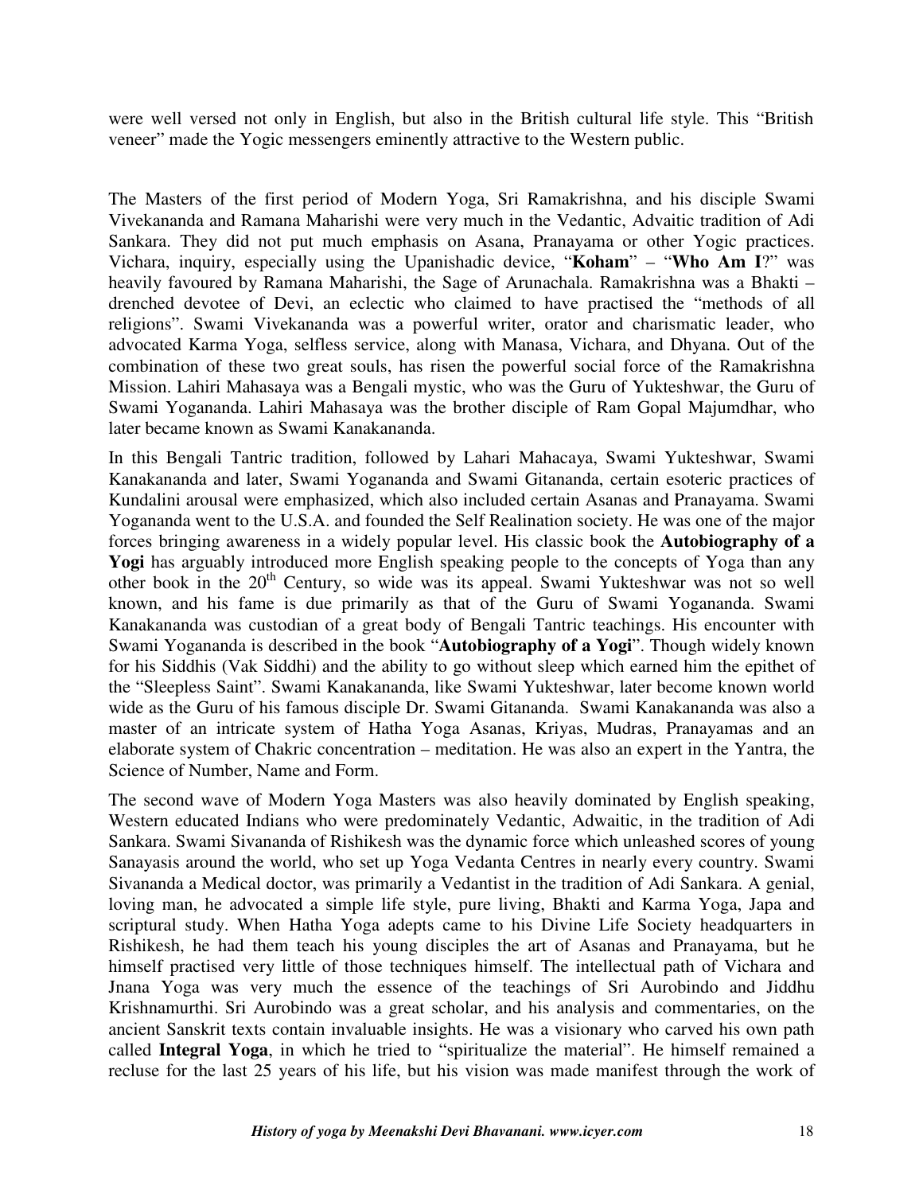were well versed not only in English, but also in the British cultural life style. This "British veneer" made the Yogic messengers eminently attractive to the Western public.

The Masters of the first period of Modern Yoga, Sri Ramakrishna, and his disciple Swami Vivekananda and Ramana Maharishi were very much in the Vedantic, Advaitic tradition of Adi Sankara. They did not put much emphasis on Asana, Pranayama or other Yogic practices. Vichara, inquiry, especially using the Upanishadic device, "**Koham**" – "**Who Am I**?" was heavily favoured by Ramana Maharishi, the Sage of Arunachala. Ramakrishna was a Bhakti – drenched devotee of Devi, an eclectic who claimed to have practised the "methods of all religions". Swami Vivekananda was a powerful writer, orator and charismatic leader, who advocated Karma Yoga, selfless service, along with Manasa, Vichara, and Dhyana. Out of the combination of these two great souls, has risen the powerful social force of the Ramakrishna Mission. Lahiri Mahasaya was a Bengali mystic, who was the Guru of Yukteshwar, the Guru of Swami Yogananda. Lahiri Mahasaya was the brother disciple of Ram Gopal Majumdhar, who later became known as Swami Kanakananda.

In this Bengali Tantric tradition, followed by Lahari Mahacaya, Swami Yukteshwar, Swami Kanakananda and later, Swami Yogananda and Swami Gitananda, certain esoteric practices of Kundalini arousal were emphasized, which also included certain Asanas and Pranayama. Swami Yogananda went to the U.S.A. and founded the Self Realination society. He was one of the major forces bringing awareness in a widely popular level. His classic book the **Autobiography of a Yogi** has arguably introduced more English speaking people to the concepts of Yoga than any other book in the 20th Century, so wide was its appeal. Swami Yukteshwar was not so well known, and his fame is due primarily as that of the Guru of Swami Yogananda. Swami Kanakananda was custodian of a great body of Bengali Tantric teachings. His encounter with Swami Yogananda is described in the book "**Autobiography of a Yogi**". Though widely known for his Siddhis (Vak Siddhi) and the ability to go without sleep which earned him the epithet of the "Sleepless Saint". Swami Kanakananda, like Swami Yukteshwar, later become known world wide as the Guru of his famous disciple Dr. Swami Gitananda. Swami Kanakananda was also a master of an intricate system of Hatha Yoga Asanas, Kriyas, Mudras, Pranayamas and an elaborate system of Chakric concentration – meditation. He was also an expert in the Yantra, the Science of Number, Name and Form.

The second wave of Modern Yoga Masters was also heavily dominated by English speaking, Western educated Indians who were predominately Vedantic, Adwaitic, in the tradition of Adi Sankara. Swami Sivananda of Rishikesh was the dynamic force which unleashed scores of young Sanayasis around the world, who set up Yoga Vedanta Centres in nearly every country. Swami Sivananda a Medical doctor, was primarily a Vedantist in the tradition of Adi Sankara. A genial, loving man, he advocated a simple life style, pure living, Bhakti and Karma Yoga, Japa and scriptural study. When Hatha Yoga adepts came to his Divine Life Society headquarters in Rishikesh, he had them teach his young disciples the art of Asanas and Pranayama, but he himself practised very little of those techniques himself. The intellectual path of Vichara and Jnana Yoga was very much the essence of the teachings of Sri Aurobindo and Jiddhu Krishnamurthi. Sri Aurobindo was a great scholar, and his analysis and commentaries, on the ancient Sanskrit texts contain invaluable insights. He was a visionary who carved his own path called **Integral Yoga**, in which he tried to "spiritualize the material". He himself remained a recluse for the last 25 years of his life, but his vision was made manifest through the work of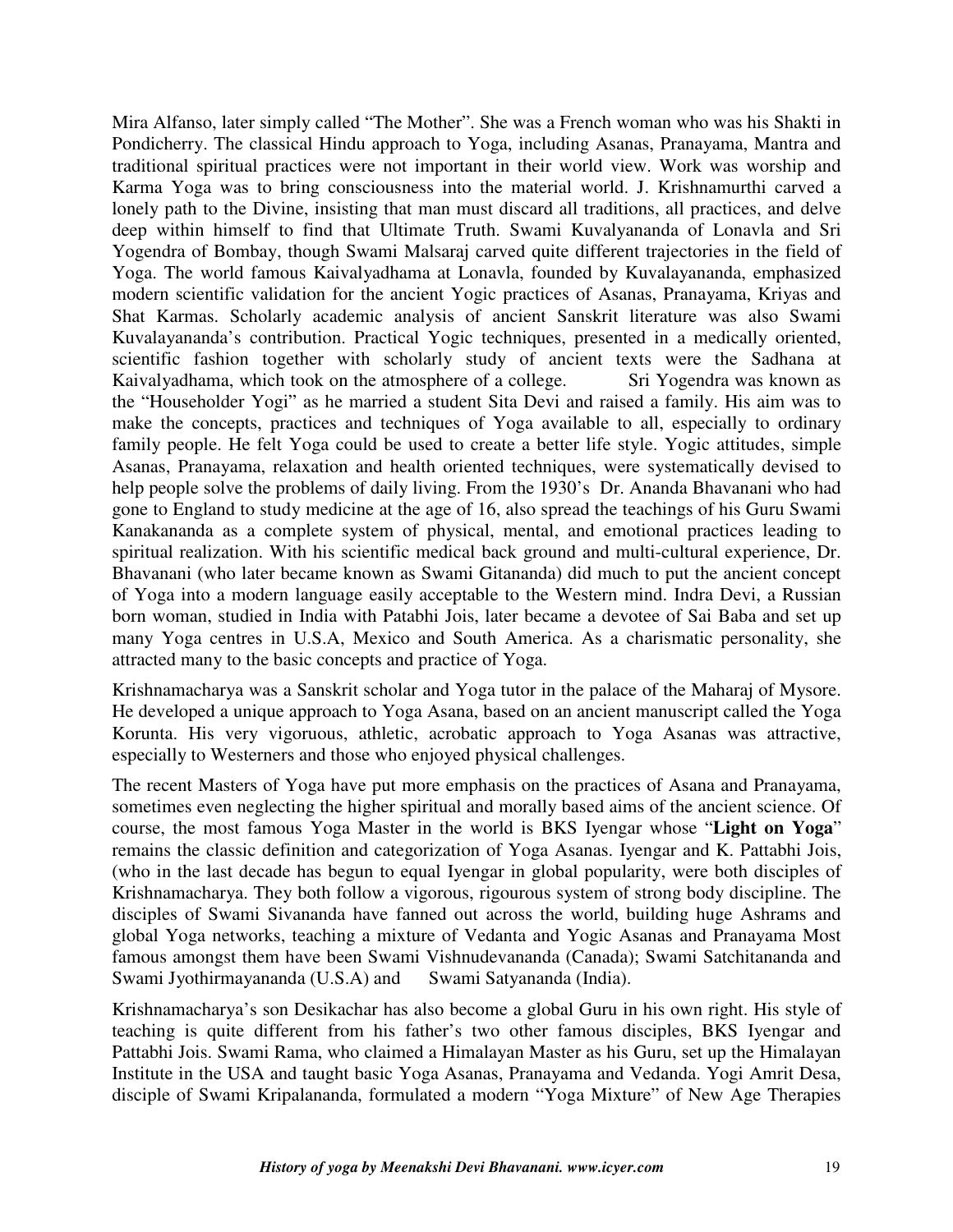Mira Alfanso, later simply called "The Mother". She was a French woman who was his Shakti in Pondicherry. The classical Hindu approach to Yoga, including Asanas, Pranayama, Mantra and traditional spiritual practices were not important in their world view. Work was worship and Karma Yoga was to bring consciousness into the material world. J. Krishnamurthi carved a lonely path to the Divine, insisting that man must discard all traditions, all practices, and delve deep within himself to find that Ultimate Truth. Swami Kuvalyananda of Lonavla and Sri Yogendra of Bombay, though Swami Malsaraj carved quite different trajectories in the field of Yoga. The world famous Kaivalyadhama at Lonavla, founded by Kuvalayananda, emphasized modern scientific validation for the ancient Yogic practices of Asanas, Pranayama, Kriyas and Shat Karmas. Scholarly academic analysis of ancient Sanskrit literature was also Swami Kuvalayananda's contribution. Practical Yogic techniques, presented in a medically oriented, scientific fashion together with scholarly study of ancient texts were the Sadhana at Kaivalyadhama, which took on the atmosphere of a college. Sri Yogendra was known as the "Householder Yogi" as he married a student Sita Devi and raised a family. His aim was to make the concepts, practices and techniques of Yoga available to all, especially to ordinary family people. He felt Yoga could be used to create a better life style. Yogic attitudes, simple Asanas, Pranayama, relaxation and health oriented techniques, were systematically devised to help people solve the problems of daily living. From the 1930's Dr. Ananda Bhavanani who had gone to England to study medicine at the age of 16, also spread the teachings of his Guru Swami Kanakananda as a complete system of physical, mental, and emotional practices leading to spiritual realization. With his scientific medical back ground and multi-cultural experience, Dr. Bhavanani (who later became known as Swami Gitananda) did much to put the ancient concept of Yoga into a modern language easily acceptable to the Western mind. Indra Devi, a Russian born woman, studied in India with Patabhi Jois, later became a devotee of Sai Baba and set up many Yoga centres in U.S.A, Mexico and South America. As a charismatic personality, she attracted many to the basic concepts and practice of Yoga.

Krishnamacharya was a Sanskrit scholar and Yoga tutor in the palace of the Maharaj of Mysore. He developed a unique approach to Yoga Asana, based on an ancient manuscript called the Yoga Korunta. His very vigoruous, athletic, acrobatic approach to Yoga Asanas was attractive, especially to Westerners and those who enjoyed physical challenges.

The recent Masters of Yoga have put more emphasis on the practices of Asana and Pranayama, sometimes even neglecting the higher spiritual and morally based aims of the ancient science. Of course, the most famous Yoga Master in the world is BKS Iyengar whose "**Light on Yoga**" remains the classic definition and categorization of Yoga Asanas. Iyengar and K. Pattabhi Jois, (who in the last decade has begun to equal Iyengar in global popularity, were both disciples of Krishnamacharya. They both follow a vigorous, rigourous system of strong body discipline. The disciples of Swami Sivananda have fanned out across the world, building huge Ashrams and global Yoga networks, teaching a mixture of Vedanta and Yogic Asanas and Pranayama Most famous amongst them have been Swami Vishnudevananda (Canada); Swami Satchitananda and Swami Jyothirmayananda (U.S.A) and Swami Satyananda (India).

Krishnamacharya's son Desikachar has also become a global Guru in his own right. His style of teaching is quite different from his father's two other famous disciples, BKS Iyengar and Pattabhi Jois. Swami Rama, who claimed a Himalayan Master as his Guru, set up the Himalayan Institute in the USA and taught basic Yoga Asanas, Pranayama and Vedanda. Yogi Amrit Desa, disciple of Swami Kripalananda, formulated a modern "Yoga Mixture" of New Age Therapies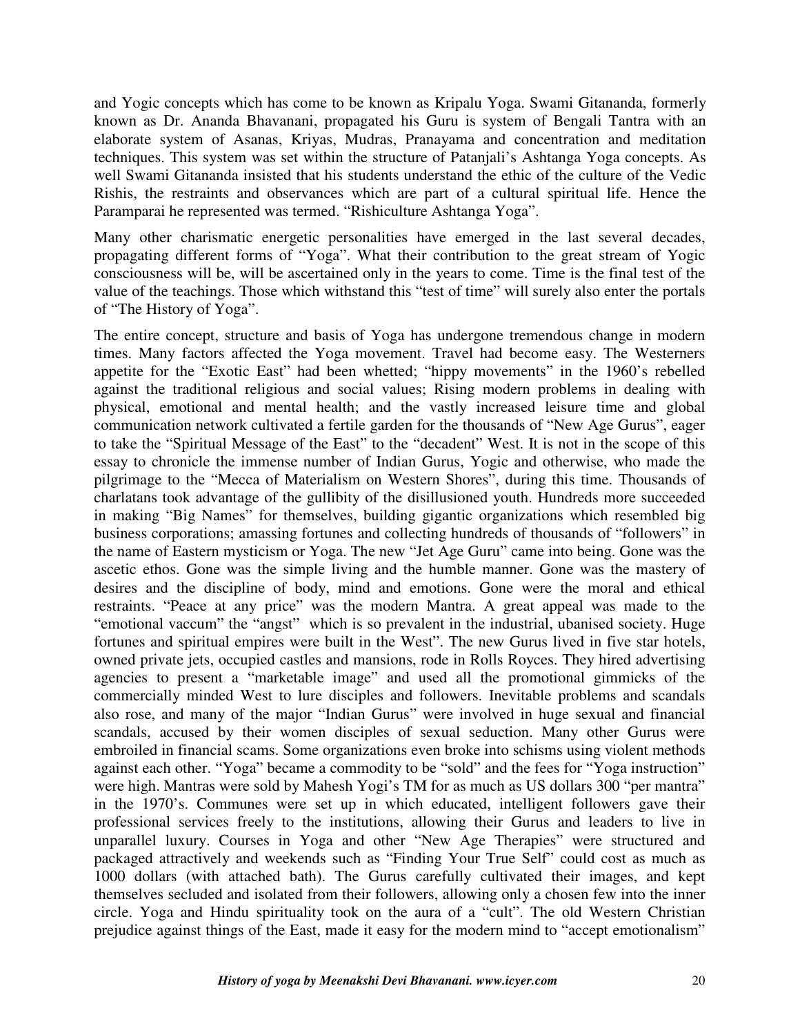and Yogic concepts which has come to be known as Kripalu Yoga. Swami Gitananda, formerly known as Dr. Ananda Bhavanani, propagated his Guru is system of Bengali Tantra with an elaborate system of Asanas, Kriyas, Mudras, Pranayama and concentration and meditation techniques. This system was set within the structure of Patanjali's Ashtanga Yoga concepts. As well Swami Gitananda insisted that his students understand the ethic of the culture of the Vedic Rishis, the restraints and observances which are part of a cultural spiritual life. Hence the Paramparai he represented was termed. "Rishiculture Ashtanga Yoga".

Many other charismatic energetic personalities have emerged in the last several decades, propagating different forms of "Yoga". What their contribution to the great stream of Yogic consciousness will be, will be ascertained only in the years to come. Time is the final test of the value of the teachings. Those which withstand this "test of time" will surely also enter the portals of "The History of Yoga".

The entire concept, structure and basis of Yoga has undergone tremendous change in modern times. Many factors affected the Yoga movement. Travel had become easy. The Westerners appetite for the "Exotic East" had been whetted; "hippy movements" in the 1960's rebelled against the traditional religious and social values; Rising modern problems in dealing with physical, emotional and mental health; and the vastly increased leisure time and global communication network cultivated a fertile garden for the thousands of "New Age Gurus", eager to take the "Spiritual Message of the East" to the "decadent" West. It is not in the scope of this essay to chronicle the immense number of Indian Gurus, Yogic and otherwise, who made the pilgrimage to the "Mecca of Materialism on Western Shores", during this time. Thousands of charlatans took advantage of the gullibity of the disillusioned youth. Hundreds more succeeded in making "Big Names" for themselves, building gigantic organizations which resembled big business corporations; amassing fortunes and collecting hundreds of thousands of "followers" in the name of Eastern mysticism or Yoga. The new "Jet Age Guru" came into being. Gone was the ascetic ethos. Gone was the simple living and the humble manner. Gone was the mastery of desires and the discipline of body, mind and emotions. Gone were the moral and ethical restraints. "Peace at any price" was the modern Mantra. A great appeal was made to the "emotional vaccum" the "angst" which is so prevalent in the industrial, ubanised society. Huge fortunes and spiritual empires were built in the West". The new Gurus lived in five star hotels, owned private jets, occupied castles and mansions, rode in Rolls Royces. They hired advertising agencies to present a "marketable image" and used all the promotional gimmicks of the commercially minded West to lure disciples and followers. Inevitable problems and scandals also rose, and many of the major "Indian Gurus" were involved in huge sexual and financial scandals, accused by their women disciples of sexual seduction. Many other Gurus were embroiled in financial scams. Some organizations even broke into schisms using violent methods against each other. "Yoga" became a commodity to be "sold" and the fees for "Yoga instruction" were high. Mantras were sold by Mahesh Yogi's TM for as much as US dollars 300 "per mantra" in the 1970's. Communes were set up in which educated, intelligent followers gave their professional services freely to the institutions, allowing their Gurus and leaders to live in unparallel luxury. Courses in Yoga and other "New Age Therapies" were structured and packaged attractively and weekends such as "Finding Your True Self" could cost as much as 1000 dollars (with attached bath). The Gurus carefully cultivated their images, and kept themselves secluded and isolated from their followers, allowing only a chosen few into the inner circle. Yoga and Hindu spirituality took on the aura of a "cult". The old Western Christian prejudice against things of the East, made it easy for the modern mind to "accept emotionalism"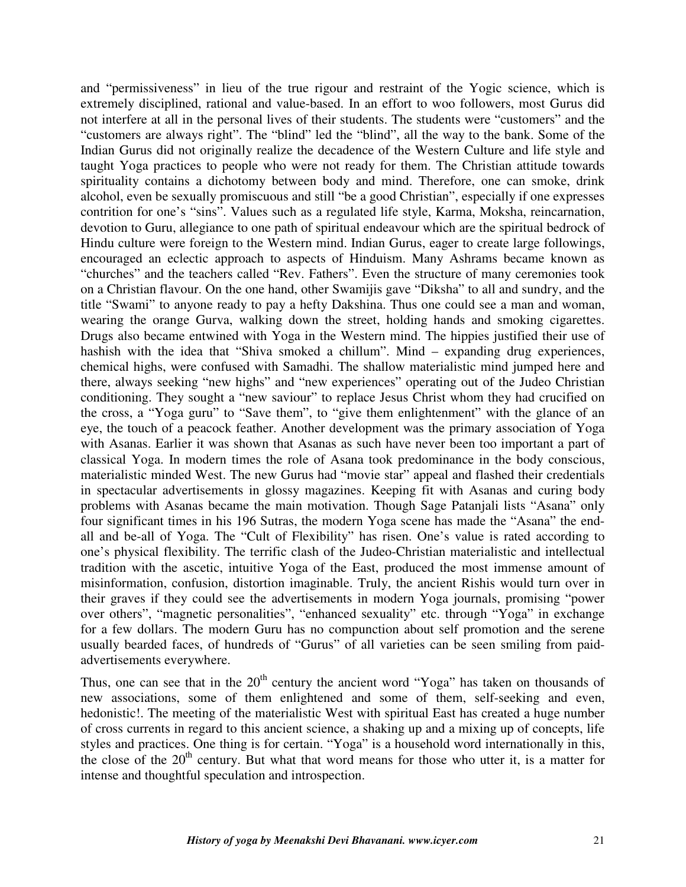and "permissiveness" in lieu of the true rigour and restraint of the Yogic science, which is extremely disciplined, rational and value-based. In an effort to woo followers, most Gurus did not interfere at all in the personal lives of their students. The students were "customers" and the "customers are always right". The "blind" led the "blind", all the way to the bank. Some of the Indian Gurus did not originally realize the decadence of the Western Culture and life style and taught Yoga practices to people who were not ready for them. The Christian attitude towards spirituality contains a dichotomy between body and mind. Therefore, one can smoke, drink alcohol, even be sexually promiscuous and still "be a good Christian", especially if one expresses contrition for one's "sins". Values such as a regulated life style, Karma, Moksha, reincarnation, devotion to Guru, allegiance to one path of spiritual endeavour which are the spiritual bedrock of Hindu culture were foreign to the Western mind. Indian Gurus, eager to create large followings, encouraged an eclectic approach to aspects of Hinduism. Many Ashrams became known as "churches" and the teachers called "Rev. Fathers". Even the structure of many ceremonies took on a Christian flavour. On the one hand, other Swamijis gave "Diksha" to all and sundry, and the title "Swami" to anyone ready to pay a hefty Dakshina. Thus one could see a man and woman, wearing the orange Gurva, walking down the street, holding hands and smoking cigarettes. Drugs also became entwined with Yoga in the Western mind. The hippies justified their use of hashish with the idea that "Shiva smoked a chillum". Mind – expanding drug experiences, chemical highs, were confused with Samadhi. The shallow materialistic mind jumped here and there, always seeking "new highs" and "new experiences" operating out of the Judeo Christian conditioning. They sought a "new saviour" to replace Jesus Christ whom they had crucified on the cross, a "Yoga guru" to "Save them", to "give them enlightenment" with the glance of an eye, the touch of a peacock feather. Another development was the primary association of Yoga with Asanas. Earlier it was shown that Asanas as such have never been too important a part of classical Yoga. In modern times the role of Asana took predominance in the body conscious, materialistic minded West. The new Gurus had "movie star" appeal and flashed their credentials in spectacular advertisements in glossy magazines. Keeping fit with Asanas and curing body problems with Asanas became the main motivation. Though Sage Patanjali lists "Asana" only four significant times in his 196 Sutras, the modern Yoga scene has made the "Asana" the end-all and be-all of Yoga. The "Cult of Flexibility" has risen. One's value is rated according to one's physical flexibility. The terrific clash of the Judeo-Christian materialistic and intellectual tradition with the ascetic, intuitive Yoga of the East, produced the most immense amount of misinformation, confusion, distortion imaginable. Truly, the ancient Rishis would turn over in their graves if they could see the advertisements in modern Yoga journals, promising "power over others", "magnetic personalities", "enhanced sexuality" etc. through "Yoga" in exchange for a few dollars. The modern Guru has no compunction about self promotion and the serene usually bearded faces, of hundreds of "Gurus" of all varieties can be seen smiling from paid-advertisements everywhere.

Thus, one can see that in the 20th century the ancient word "Yoga" has taken on thousands of new associations, some of them enlightened and some of them, self-seeking and even, hedonistic!. The meeting of the materialistic West with spiritual East has created a huge number of cross currents in regard to this ancient science, a shaking up and a mixing up of concepts, life styles and practices. One thing is for certain. "Yoga" is a household word internationally in this, the close of the 20th century. But what that word means for those who utter it, is a matter for intense and thoughtful speculation and introspection.